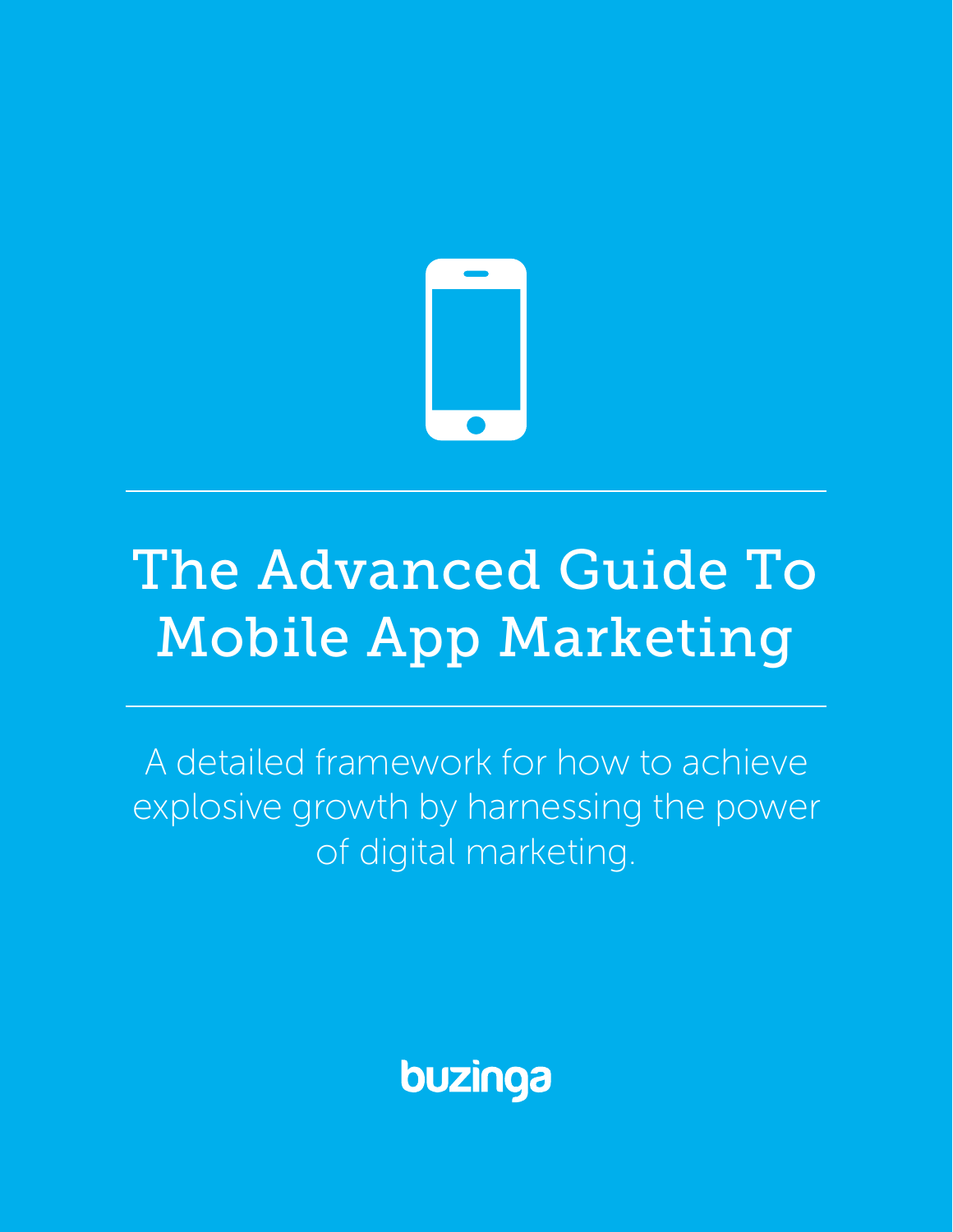# The Advanced Guide To Mobile App Marketing

A detailed framework for how to achieve explosive growth by harnessing the power of digital marketing.

buzinga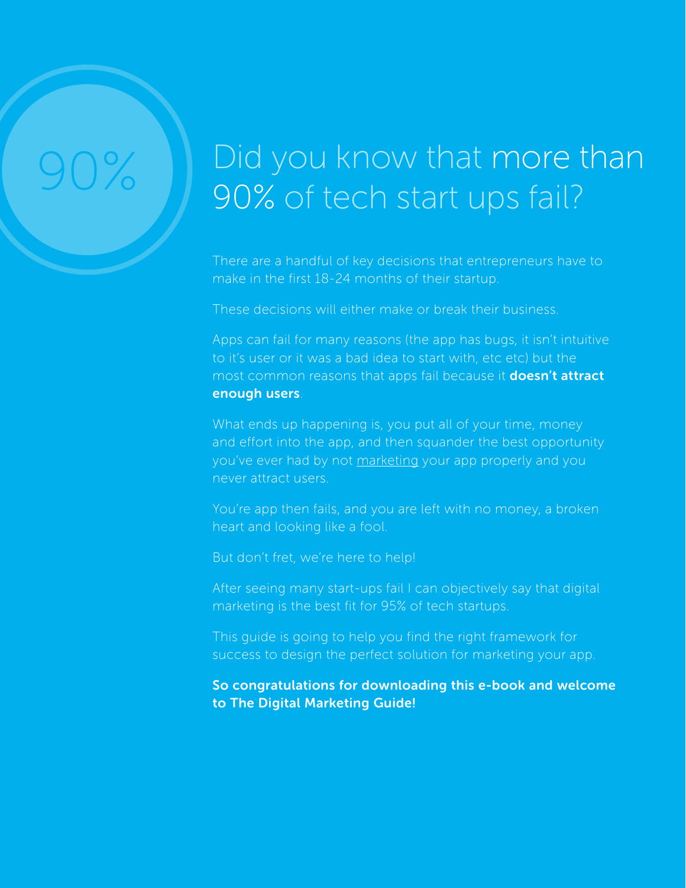90%

# Did you know that more than 90% of tech start ups fail?

There are a handful of key decisions that entrepreneurs have to make in the first 18-24 months of their startup.

These decisions will either make or break their business.

Apps can fail for many reasons (the app has bugs, it isn't intuitive to it's user or it was a bad idea to start with, etc etc) but the most common reasons that apps fail because it **doesn't attract enough users**.

What ends up happening is, you put all of your time, money and effort into the app, and then squander the best opportunity you've ever had by not marketing your app properly and you never attract users.

You're app then fails, and you are left with no money, a broken heart and looking like a fool.

But don't fret, we're here to help!

After seeing many start-ups fail I can objectively say that digital marketing is the best fit for 95% of tech startups.

This guide is going to help you find the right framework for success to design the perfect solution for marketing your app.

**So congratulations for downloading this e-book and welcome to The Digital Marketing Guide!**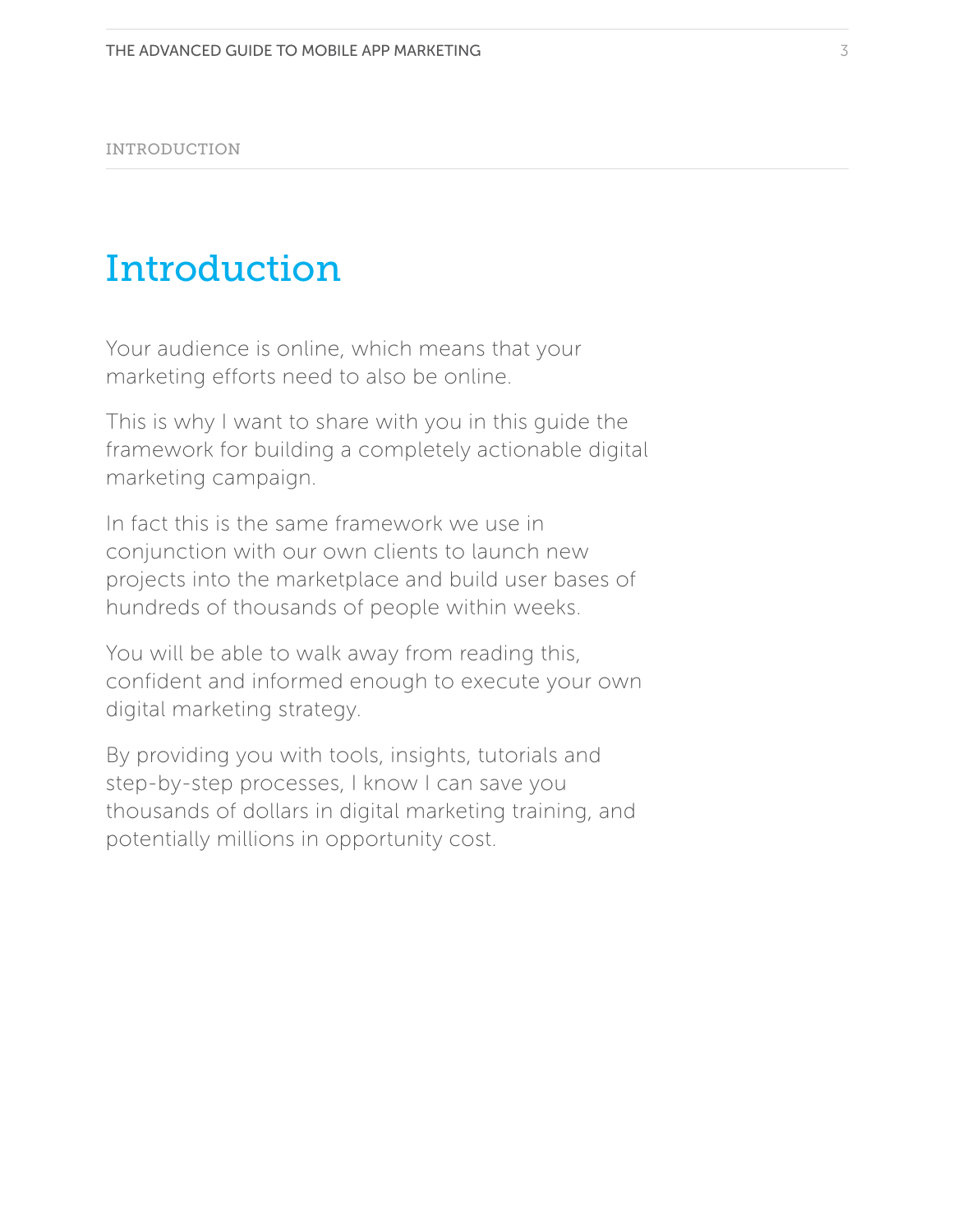# Introduction

Your audience is online, which means that your marketing efforts need to also be online.

This is why I want to share with you in this guide the framework for building a completely actionable digital marketing campaign.

In fact this is the same framework we use in conjunction with our own clients to launch new projects into the marketplace and build user bases of hundreds of thousands of people within weeks.

You will be able to walk away from reading this, confident and informed enough to execute your own digital marketing strategy.

By providing you with tools, insights, tutorials and step-by-step processes, I know I can save you thousands of dollars in digital marketing training, and potentially millions in opportunity cost.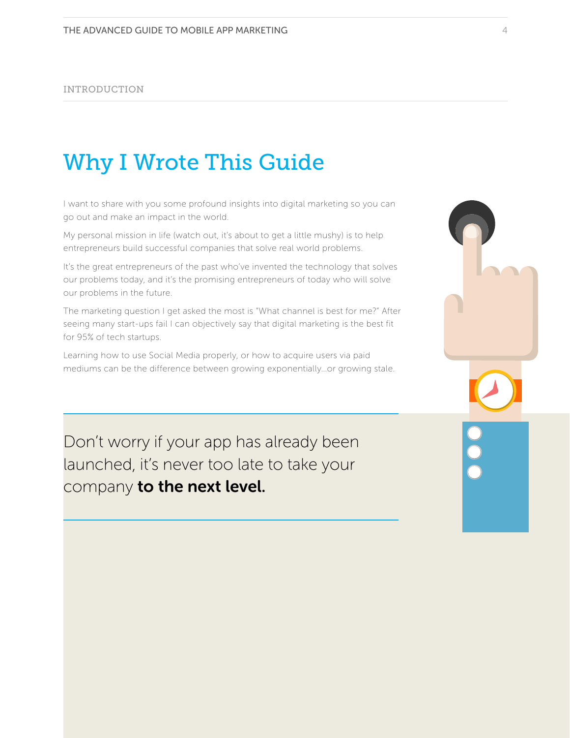INTRODUCTION

# Why I Wrote This Guide

I want to share with you some profound insights into digital marketing so you can go out and make an impact in the world.

My personal mission in life (watch out, it's about to get a little mushy) is to help entrepreneurs build successful companies that solve real world problems.

It's the great entrepreneurs of the past who've invented the technology that solves our problems today, and it's the promising entrepreneurs of today who will solve our problems in the future.

The marketing question I get asked the most is "What channel is best for me?" After seeing many start-ups fail I can objectively say that digital marketing is the best fit for 95% of tech startups.

Learning how to use Social Media properly, or how to acquire users via paid mediums can be the difference between growing exponentially...or growing stale.

> Don't worry if your app has already been launched, it's never too late to take your company **to the next level.**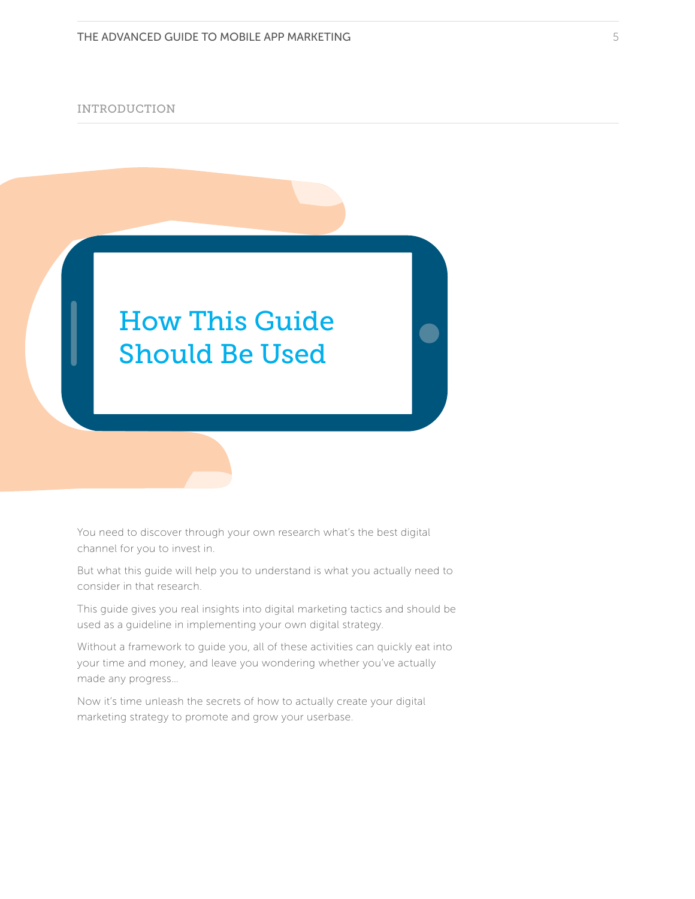INTRODUCTION

# How This Guide Should Be Used

You need to discover through your own research what's the best digital channel for you to invest in.

But what this guide will help you to understand is what you actually need to consider in that research.

This guide gives you real insights into digital marketing tactics and should be used as a guideline in implementing your own digital strategy.

Without a framework to guide you, all of these activities can quickly eat into your time and money, and leave you wondering whether you've actually made any progress...

Now it's time unleash the secrets of how to actually create your digital marketing strategy to promote and grow your userbase.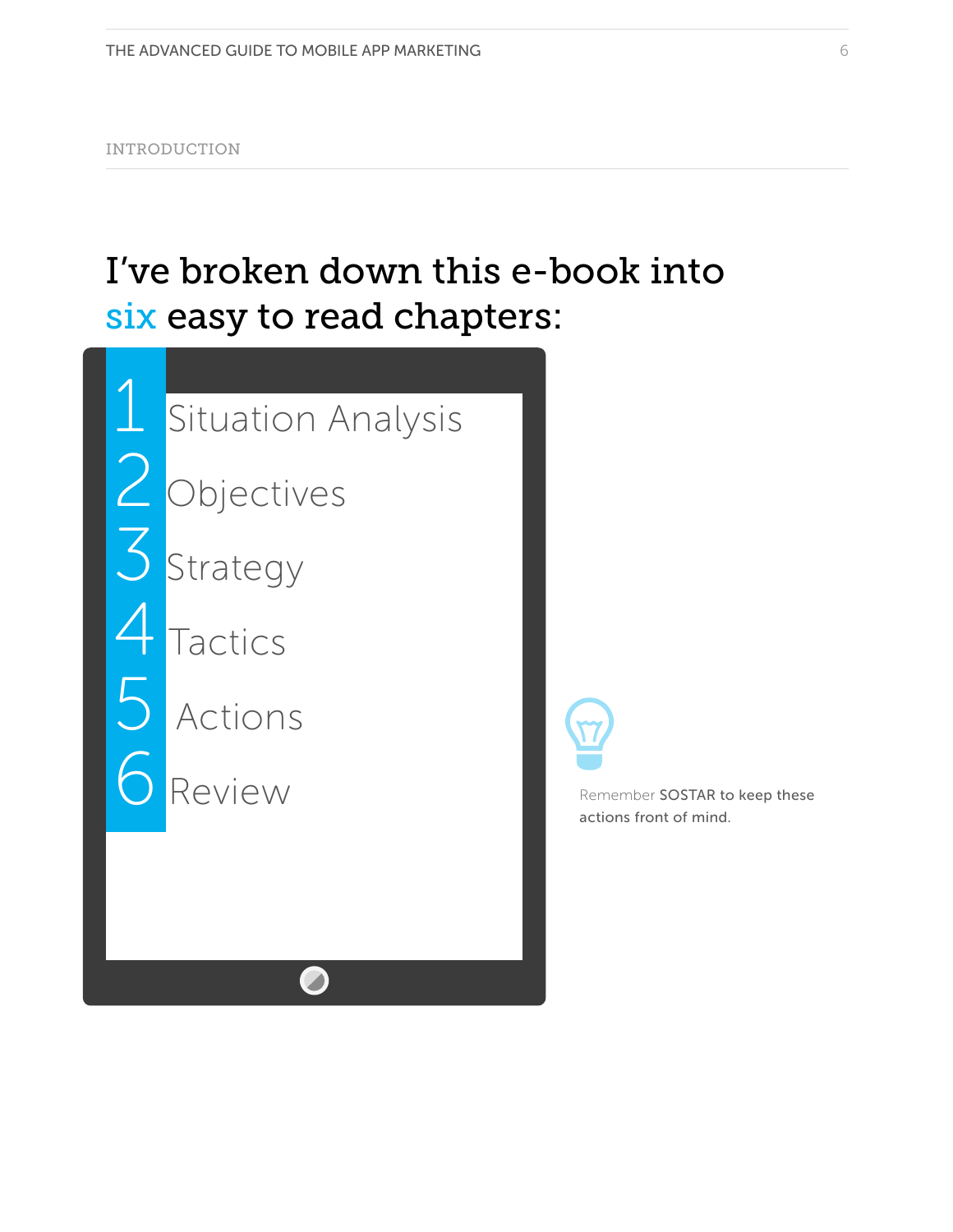INTRODUCTION

# I've broken down this e-book into six easy to read chapters:

1. Situation Analysis
2. Objectives
3. Strategy
4. Tactics
5. Actions
6. Review

Remember **SOSTAR** to keep these actions front of mind.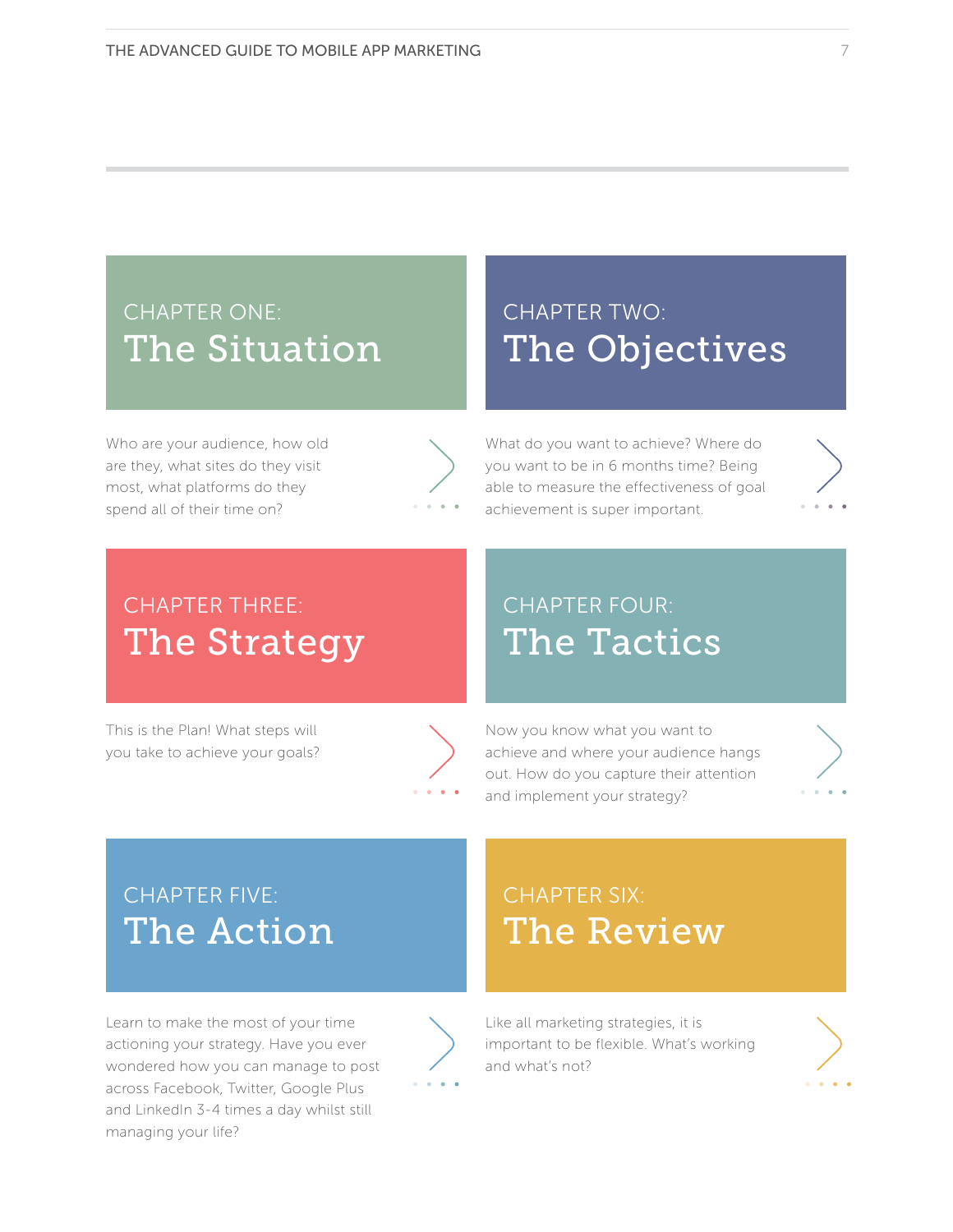## CHAPTER ONE: The Situation

Who are your audience, how old are they, what sites do they visit most, what platforms do they spend all of their time on?

## CHAPTER TWO: The Objectives

What do you want to achieve? Where do you want to be in 6 months time? Being able to measure the effectiveness of goal achievement is super important.

## CHAPTER THREE: The Strategy

This is the Plan! What steps will you take to achieve your goals?

## CHAPTER FOUR: The Tactics

Now you know what you want to achieve and where your audience hangs out. How do you capture their attention and implement your strategy?

## CHAPTER FIVE: The Action

Learn to make the most of your time actioning your strategy. Have you ever wondered how you can manage to post across Facebook, Twitter, Google Plus and LinkedIn 3-4 times a day whilst still managing your life?

## CHAPTER SIX: The Review

Like all marketing strategies, it is important to be flexible. What's working and what's not?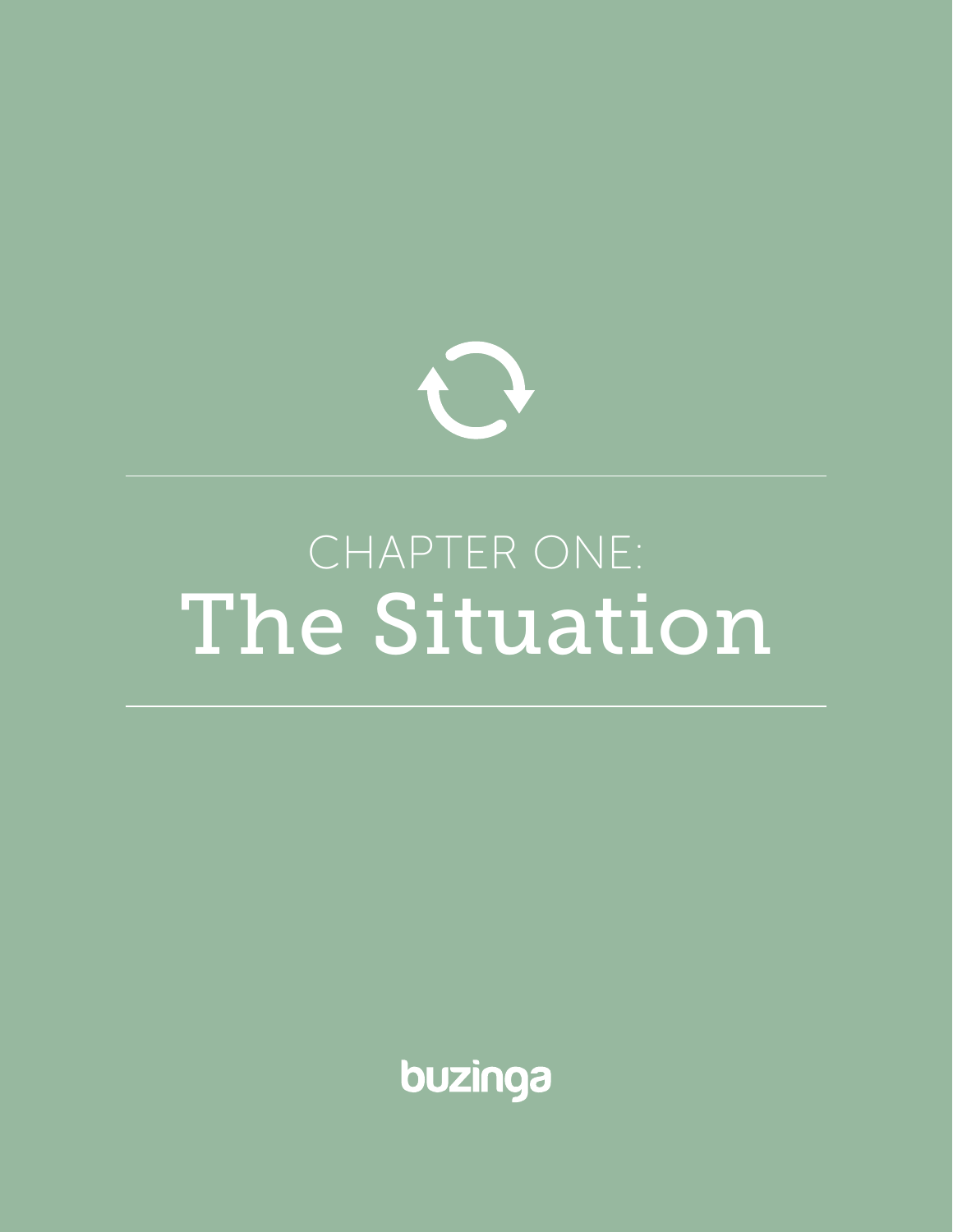CHAPTER ONE:

# The Situation

buzinga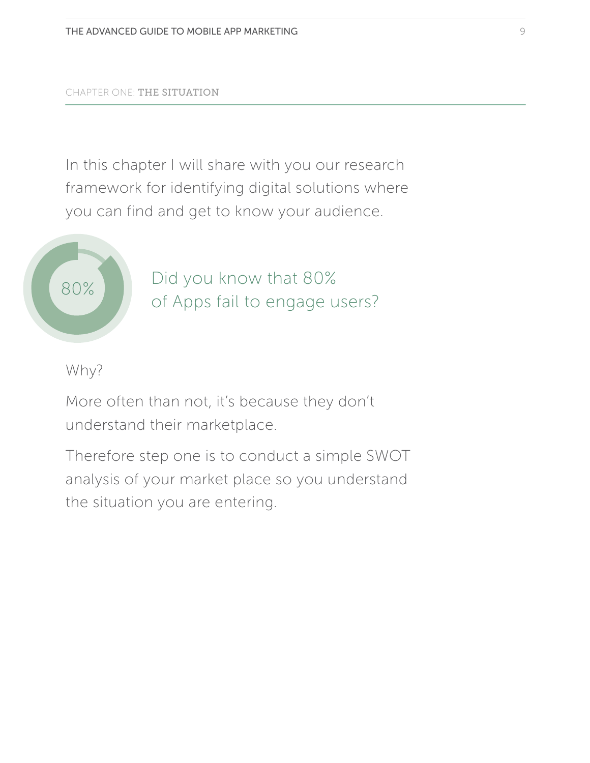CHAPTER ONE: **THE SITUATION**

In this chapter I will share with you our research framework for identifying digital solutions where you can find and get to know your audience.

80%

Did you know that 80% of Apps fail to engage users?

Why?

More often than not, it's because they don't understand their marketplace.

Therefore step one is to conduct a simple SWOT analysis of your market place so you understand the situation you are entering.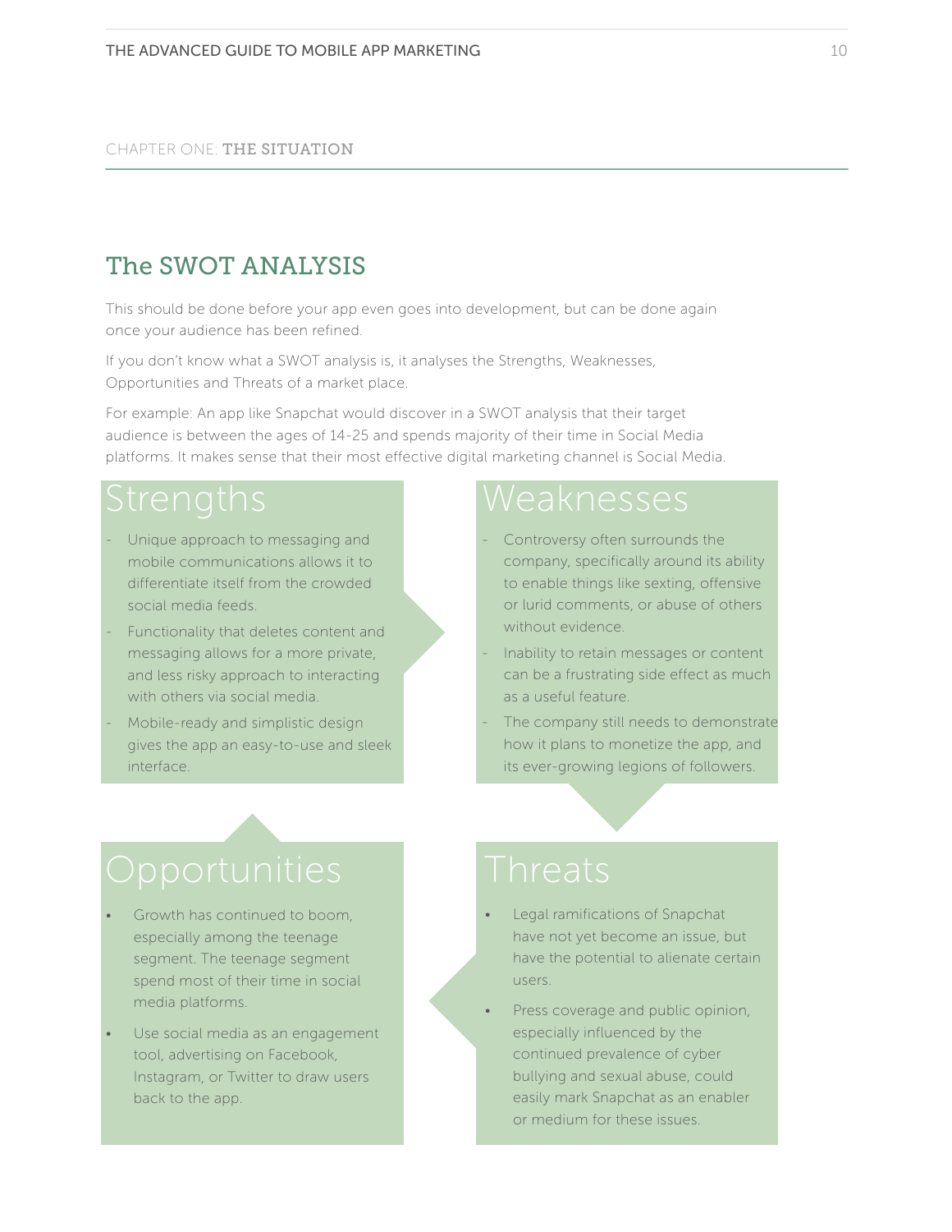CHAPTER ONE: THE SITUATION

## The SWOT ANALYSIS

This should be done before your app even goes into development, but can be done again once your audience has been refined.

If you don't know what a SWOT analysis is, it analyses the Strengths, Weaknesses, Opportunities and Threats of a market place.

For example: An app like Snapchat would discover in a SWOT analysis that their target audience is between the ages of 14-25 and spends majority of their time in Social Media platforms. It makes sense that their most effective digital marketing channel is Social Media.

### Strengths

- Unique approach to messaging and mobile communications allows it to differentiate itself from the crowded social media feeds.
- Functionality that deletes content and messaging allows for a more private, and less risky approach to interacting with others via social media.
- Mobile-ready and simplistic design gives the app an easy-to-use and sleek interface.

### Weaknesses

- Controversy often surrounds the company, specifically around its ability to enable things like sexting, offensive or lurid comments, or abuse of others without evidence.
- Inability to retain messages or content can be a frustrating side effect as much as a useful feature.
- The company still needs to demonstrate how it plans to monetize the app, and its ever-growing legions of followers.

### Opportunities

- Growth has continued to boom, especially among the teenage segment. The teenage segment spend most of their time in social media platforms.
- Use social media as an engagement tool, advertising on Facebook, Instagram, or Twitter to draw users back to the app.

### Threats

- Legal ramifications of Snapchat have not yet become an issue, but have the potential to alienate certain users.
- Press coverage and public opinion, especially influenced by the continued prevalence of cyber bullying and sexual abuse, could easily mark Snapchat as an enabler or medium for these issues.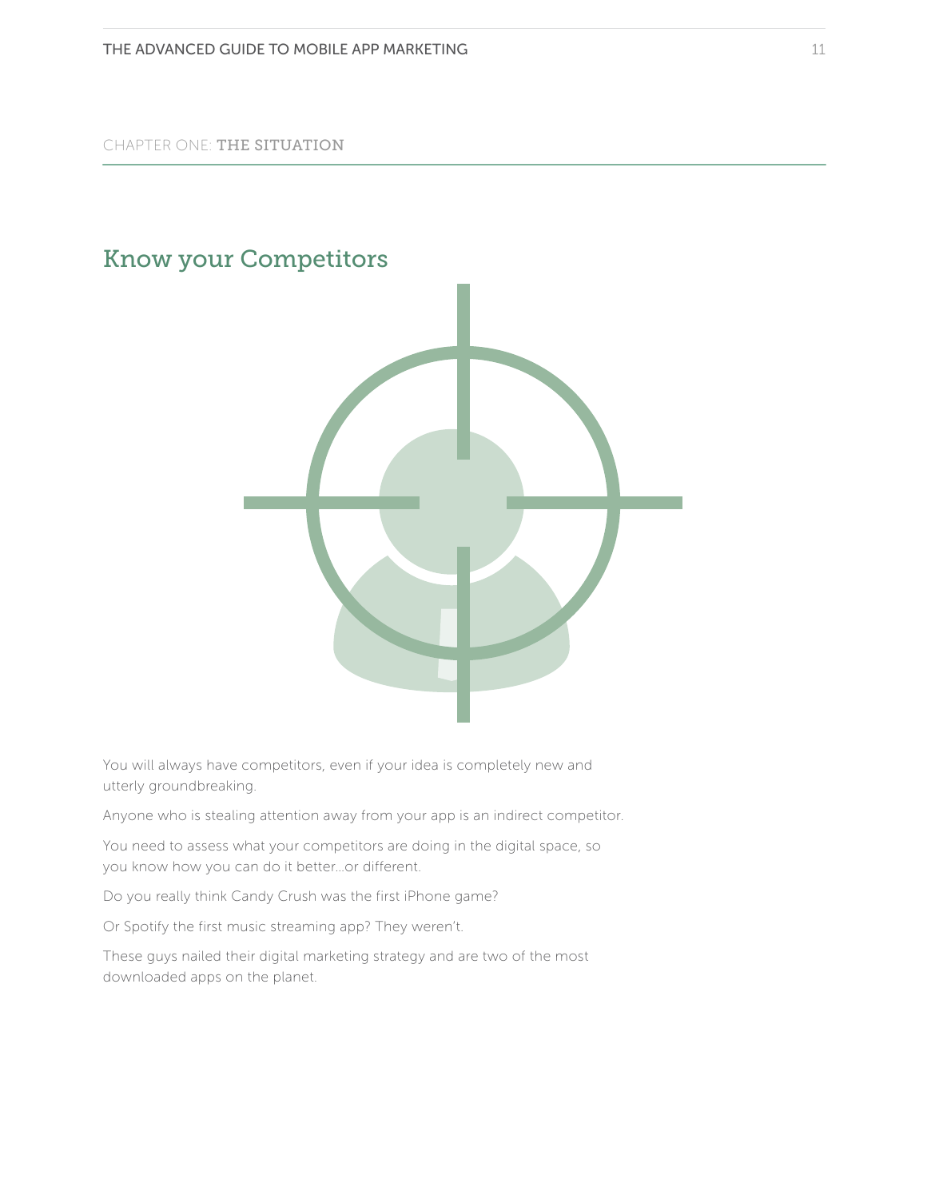CHAPTER ONE: THE SITUATION

## Know your Competitors

You will always have competitors, even if your idea is completely new and utterly groundbreaking.

Anyone who is stealing attention away from your app is an indirect competitor.

You need to assess what your competitors are doing in the digital space, so you know how you can do it better...or different.

Do you really think Candy Crush was the first iPhone game?

Or Spotify the first music streaming app? They weren't.

These guys nailed their digital marketing strategy and are two of the most downloaded apps on the planet.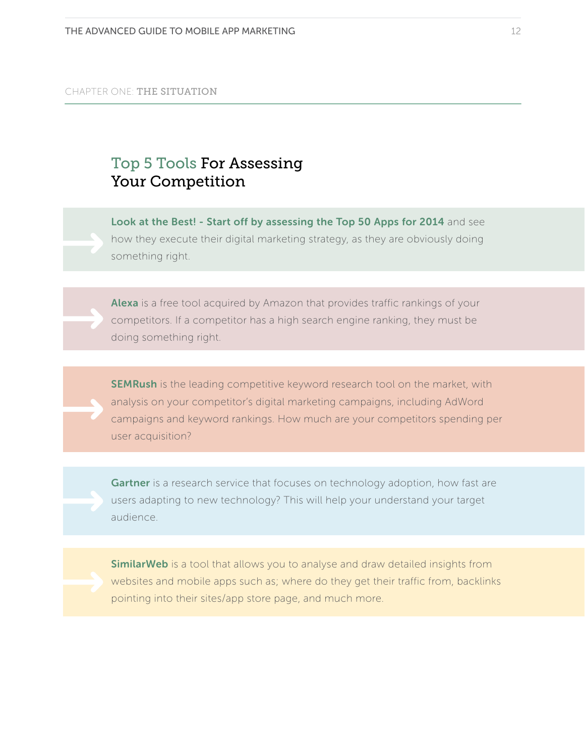CHAPTER ONE: THE SITUATION

## Top 5 Tools For Assessing Your Competition

**Look at the Best! - Start off by assessing the Top 50 Apps for 2014** and see how they execute their digital marketing strategy, as they are obviously doing something right.

**Alexa** is a free tool acquired by Amazon that provides traffic rankings of your competitors. If a competitor has a high search engine ranking, they must be doing something right.

**SEMRush** is the leading competitive keyword research tool on the market, with analysis on your competitor's digital marketing campaigns, including AdWord campaigns and keyword rankings. How much are your competitors spending per user acquisition?

**Gartner** is a research service that focuses on technology adoption, how fast are users adapting to new technology? This will help your understand your target audience.

**SimilarWeb** is a tool that allows you to analyse and draw detailed insights from websites and mobile apps such as; where do they get their traffic from, backlinks pointing into their sites/app store page, and much more.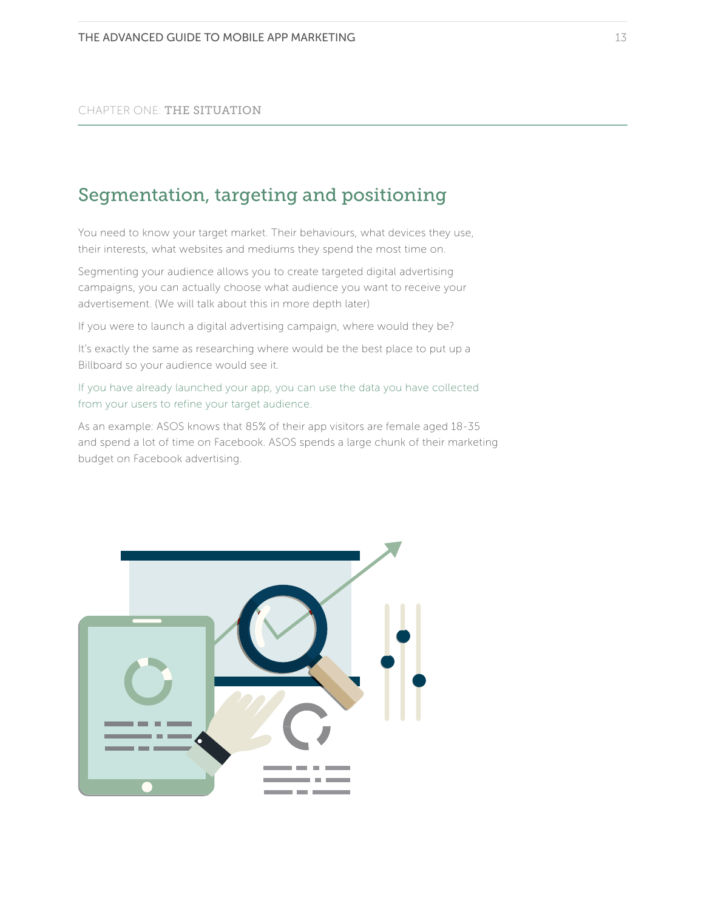CHAPTER ONE: **THE SITUATION**

## Segmentation, targeting and positioning

You need to know your target market. Their behaviours, what devices they use, their interests, what websites and mediums they spend the most time on.

Segmenting your audience allows you to create targeted digital advertising campaigns, you can actually choose what audience you want to receive your advertisement. (We will talk about this in more depth later)

If you were to launch a digital advertising campaign, where would they be?

It's exactly the same as researching where would be the best place to put up a Billboard so your audience would see it.

If you have already launched your app, you can use the data you have collected from your users to refine your target audience.

As an example: ASOS knows that 85% of their app visitors are female aged 18-35 and spend a lot of time on Facebook. ASOS spends a large chunk of their marketing budget on Facebook advertising.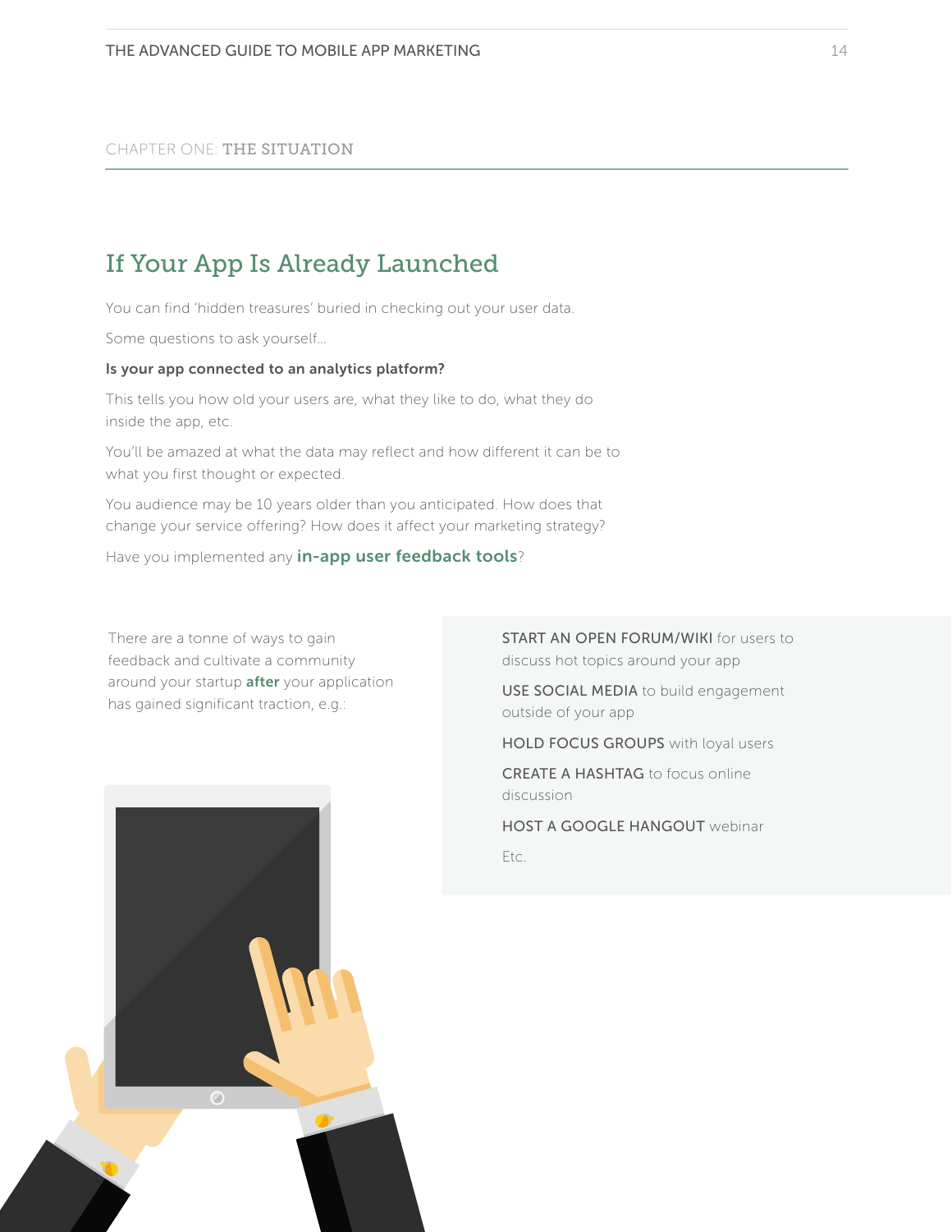CHAPTER ONE: **THE SITUATION**

## If Your App Is Already Launched

You can find 'hidden treasures' buried in checking out your user data.

Some questions to ask yourself...

**Is your app connected to an analytics platform?**

This tells you how old your users are, what they like to do, what they do inside the app, etc.

You'll be amazed at what the data may reflect and how different it can be to what you first thought or expected.

You audience may be 10 years older than you anticipated. How does that change your service offering? How does it affect your marketing strategy?

Have you implemented any **in-app user feedback tools**?

There are a tonne of ways to gain feedback and cultivate a community around your startup **after** your application has gained significant traction, e.g.:

- START AN OPEN FORUM/WIKI for users to discuss hot topics around your app
- USE SOCIAL MEDIA to build engagement outside of your app
- HOLD FOCUS GROUPS with loyal users
- CREATE A HASHTAG to focus online discussion
- HOST A GOOGLE HANGOUT webinar
- Etc.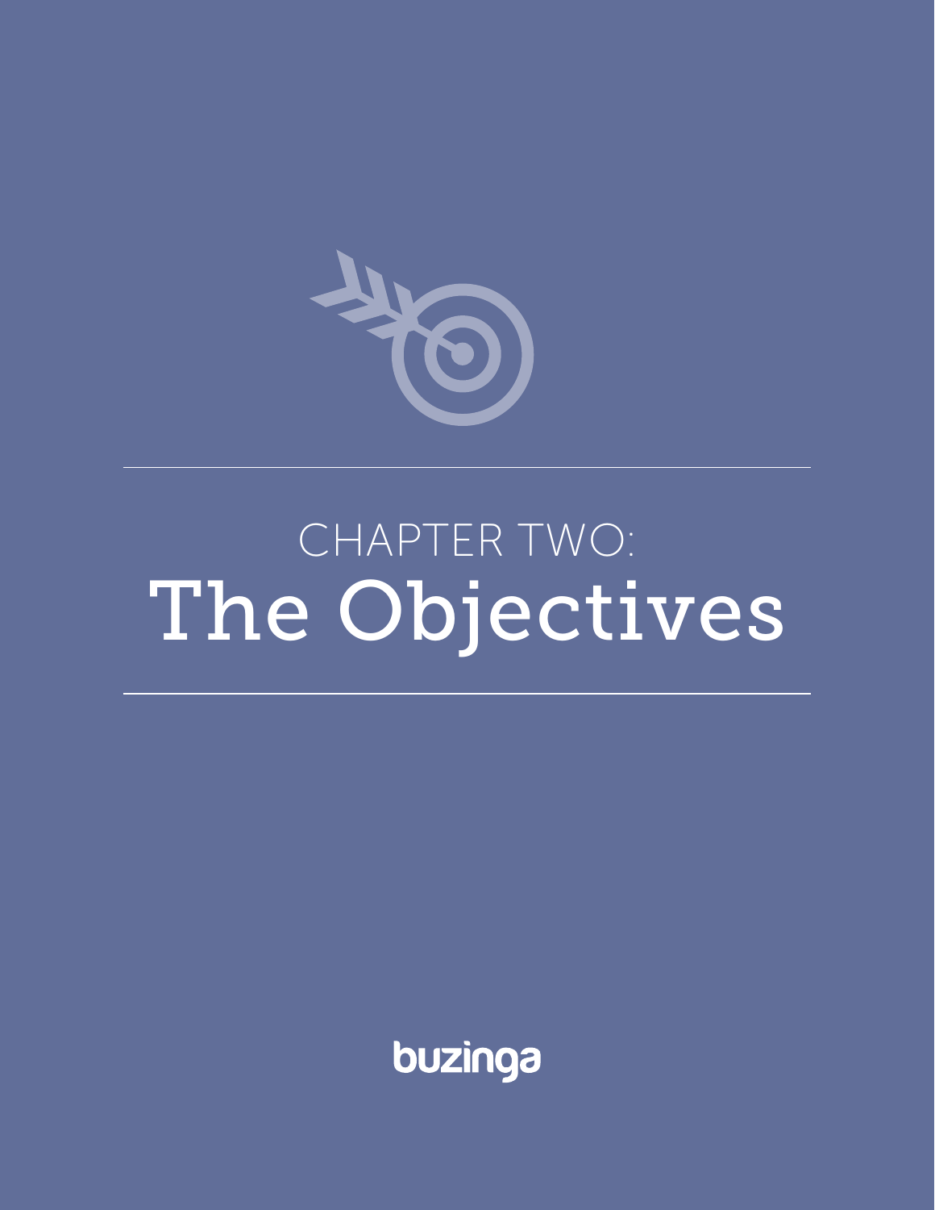# CHAPTER TWO: The Objectives

buzinga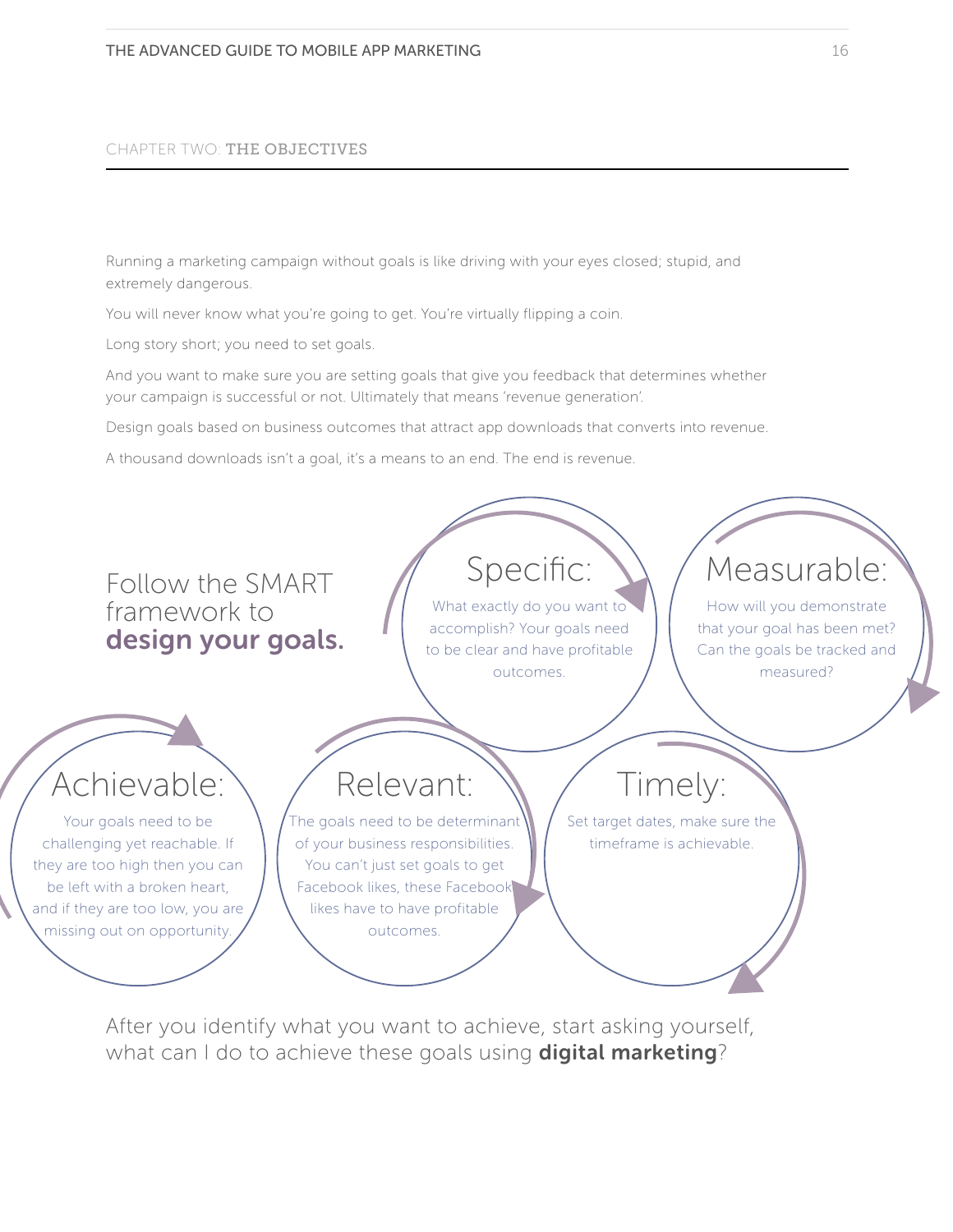## CHAPTER TWO: THE OBJECTIVES

Running a marketing campaign without goals is like driving with your eyes closed; stupid, and extremely dangerous.

You will never know what you're going to get. You're virtually flipping a coin.

Long story short; you need to set goals.

And you want to make sure you are setting goals that give you feedback that determines whether your campaign is successful or not. Ultimately that means 'revenue generation'.

Design goals based on business outcomes that attract app downloads that converts into revenue.

A thousand downloads isn't a goal, it's a means to an end. The end is revenue.

### Follow the SMART framework to **design your goals.**

**Specific:**
What exactly do you want to accomplish? Your goals need to be clear and have profitable outcomes.

**Measurable:**
How will you demonstrate that your goal has been met? Can the goals be tracked and measured?

**Achievable:**
Your goals need to be challenging yet reachable. If they are too high then you can be left with a broken heart, and if they are too low, you are missing out on opportunity.

**Relevant:**
The goals need to be determinant of your business responsibilities. You can't just set goals to get Facebook likes, these Facebook likes have to have profitable outcomes.

**Timely:**
Set target dates, make sure the timeframe is achievable.

After you identify what you want to achieve, start asking yourself, what can I do to achieve these goals using **digital marketing**?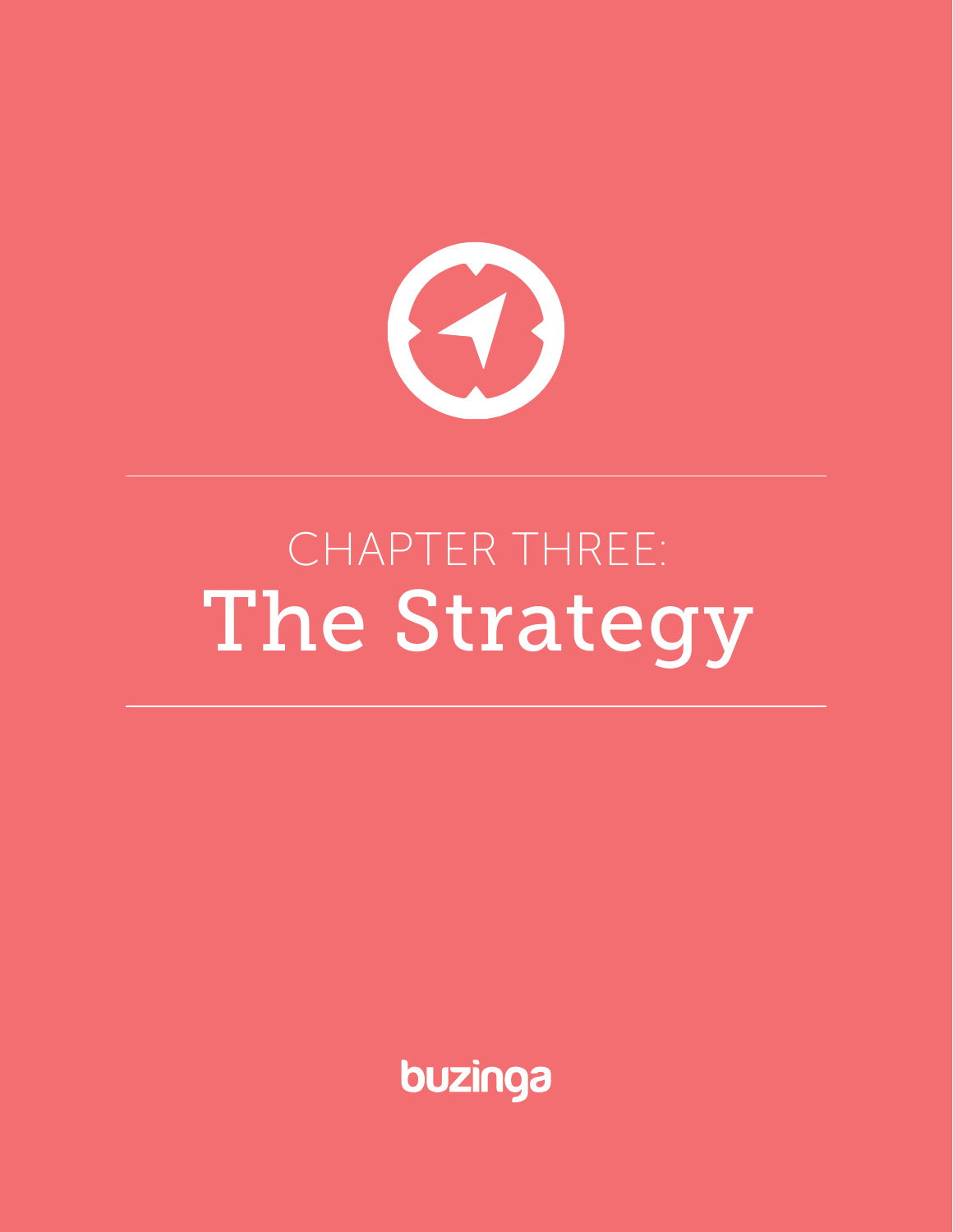# CHAPTER THREE: The Strategy

buzinga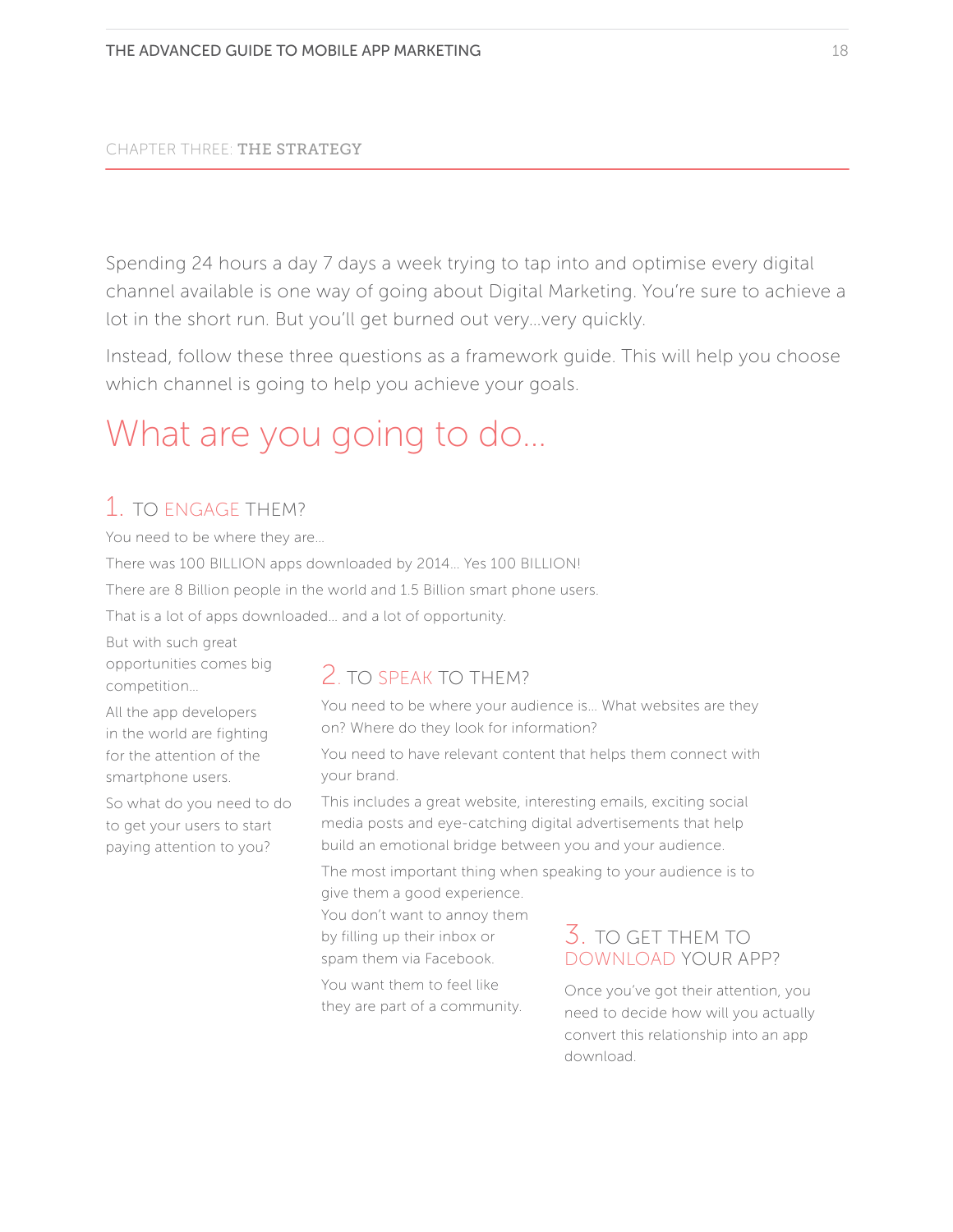CHAPTER THREE: **THE STRATEGY**

Spending 24 hours a day 7 days a week trying to tap into and optimise every digital channel available is one way of going about Digital Marketing. You're sure to achieve a lot in the short run. But you'll get burned out very...very quickly.

Instead, follow these three questions as a framework guide. This will help you choose which channel is going to help you achieve your goals.

# What are you going to do...

## 1. TO ENGAGE THEM?

You need to be where they are...

There was 100 BILLION apps downloaded by 2014... Yes 100 BILLION!

There are 8 Billion people in the world and 1.5 Billion smart phone users.

That is a lot of apps downloaded... and a lot of opportunity.

But with such great opportunities comes big competition...

All the app developers in the world are fighting for the attention of the smartphone users.

So what do you need to do to get your users to start paying attention to you?

## 2. TO SPEAK TO THEM?

You need to be where your audience is... What websites are they on? Where do they look for information?

You need to have relevant content that helps them connect with your brand.

This includes a great website, interesting emails, exciting social media posts and eye-catching digital advertisements that help build an emotional bridge between you and your audience.

The most important thing when speaking to your audience is to give them a good experience.

You don't want to annoy them by filling up their inbox or spam them via Facebook.

You want them to feel like they are part of a community.

## 3. TO GET THEM TO DOWNLOAD YOUR APP?

Once you've got their attention, you need to decide how will you actually convert this relationship into an app download.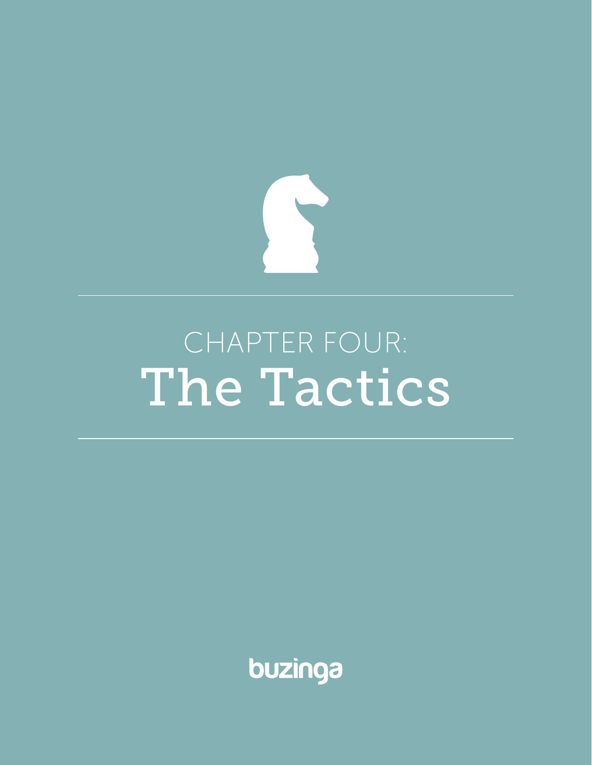# CHAPTER FOUR: The Tactics

buzinga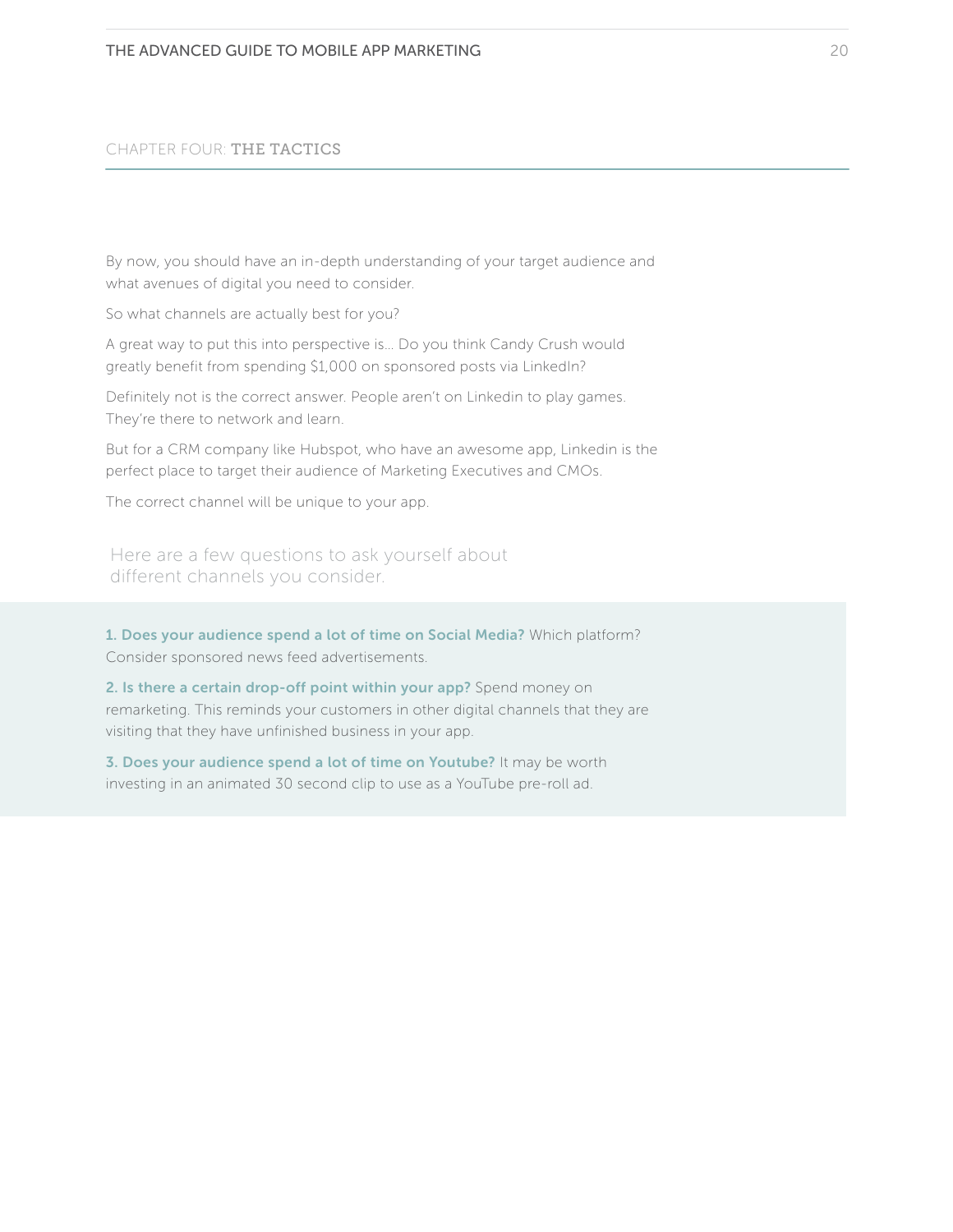## CHAPTER FOUR: THE TACTICS

By now, you should have an in-depth understanding of your target audience and what avenues of digital you need to consider.

So what channels are actually best for you?

A great way to put this into perspective is... Do you think Candy Crush would greatly benefit from spending $1,000 on sponsored posts via LinkedIn?

Definitely not is the correct answer. People aren't on Linkedin to play games. They're there to network and learn.

But for a CRM company like Hubspot, who have an awesome app, Linkedin is the perfect place to target their audience of Marketing Executives and CMOs.

The correct channel will be unique to your app.

### Here are a few questions to ask yourself about different channels you consider.

**1. Does your audience spend a lot of time on Social Media?** Which platform? Consider sponsored news feed advertisements.

**2. Is there a certain drop-off point within your app?** Spend money on remarketing. This reminds your customers in other digital channels that they are visiting that they have unfinished business in your app.

**3. Does your audience spend a lot of time on Youtube?** It may be worth investing in an animated 30 second clip to use as a YouTube pre-roll ad.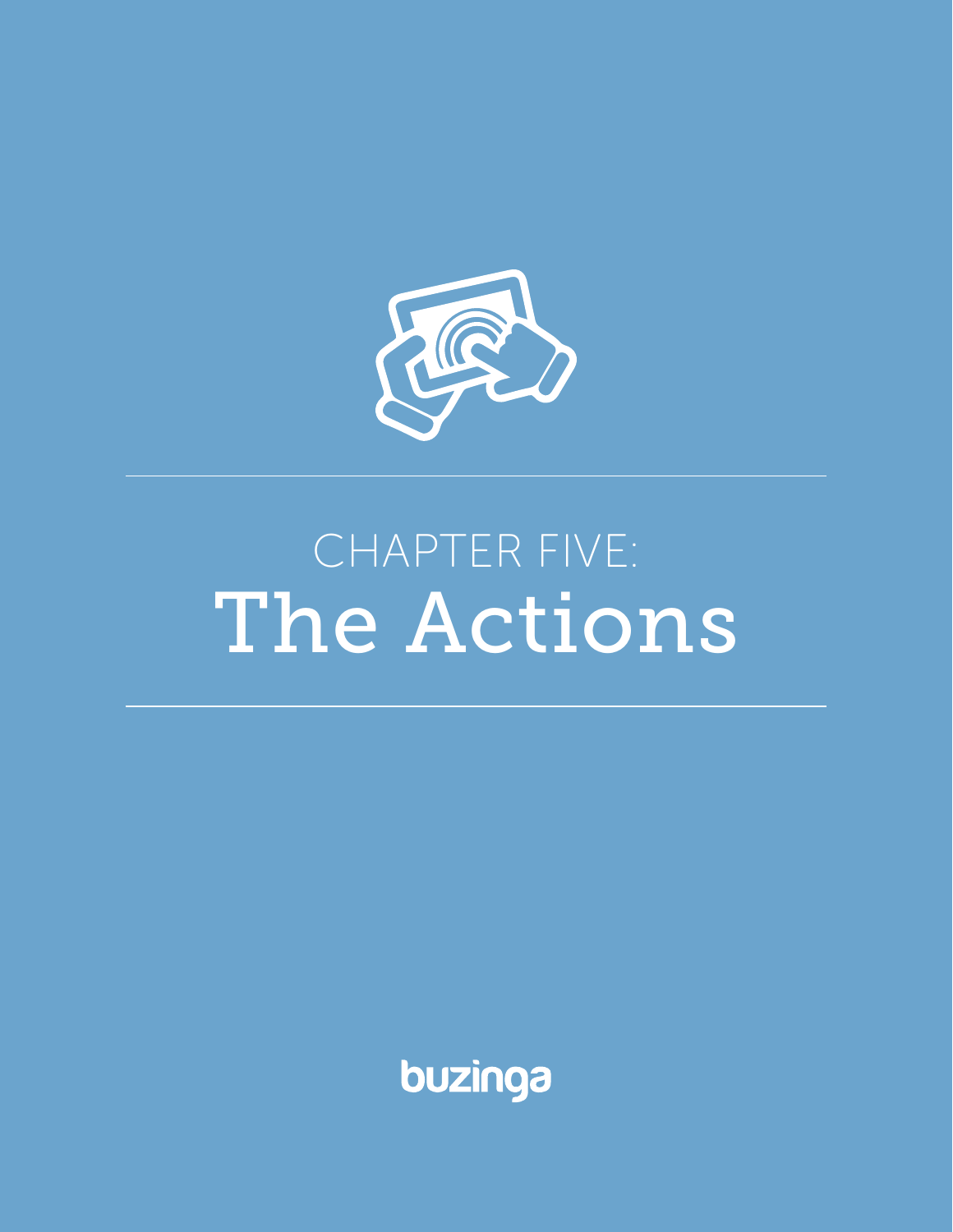CHAPTER FIVE:

# The Actions

buzinga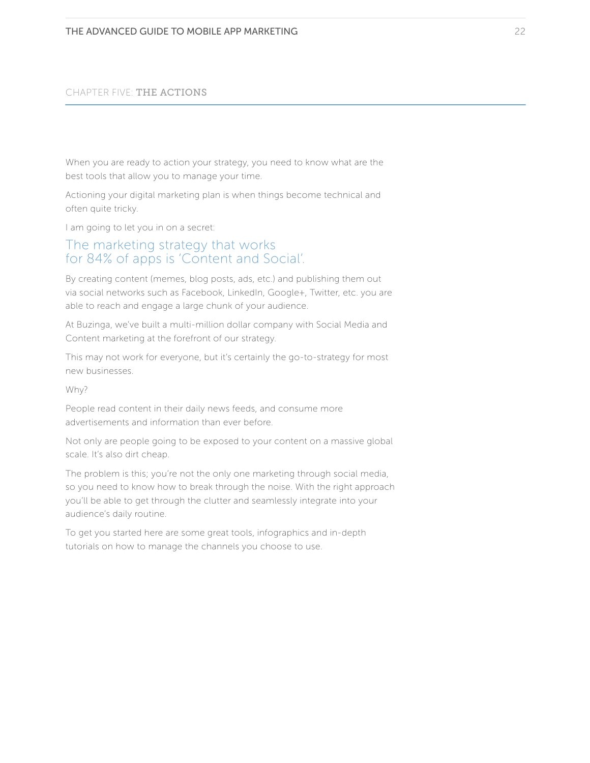## CHAPTER FIVE: THE ACTIONS

When you are ready to action your strategy, you need to know what are the best tools that allow you to manage your time.

Actioning your digital marketing plan is when things become technical and often quite tricky.

I am going to let you in on a secret:

### The marketing strategy that works for 84% of apps is 'Content and Social'.

By creating content (memes, blog posts, ads, etc.) and publishing them out via social networks such as Facebook, LinkedIn, Google+, Twitter, etc. you are able to reach and engage a large chunk of your audience.

At Buzinga, we've built a multi-million dollar company with Social Media and Content marketing at the forefront of our strategy.

This may not work for everyone, but it's certainly the go-to-strategy for most new businesses.

Why?

People read content in their daily news feeds, and consume more advertisements and information than ever before.

Not only are people going to be exposed to your content on a massive global scale. It's also dirt cheap.

The problem is this; you're not the only one marketing through social media, so you need to know how to break through the noise. With the right approach you'll be able to get through the clutter and seamlessly integrate into your audience's daily routine.

To get you started here are some great tools, infographics and in-depth tutorials on how to manage the channels you choose to use.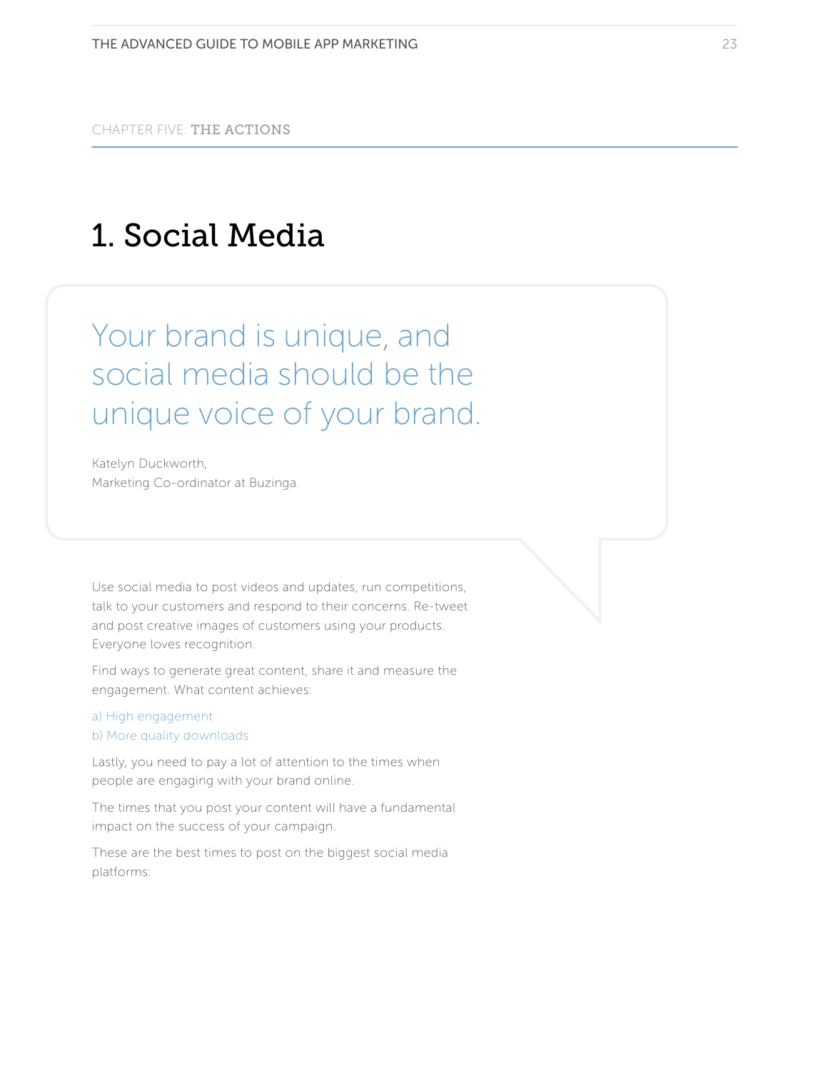CHAPTER FIVE: **THE ACTIONS**

# 1. Social Media

> Your brand is unique, and social media should be the unique voice of your brand.
>
> Katelyn Duckworth,
> Marketing Co-ordinator at Buzinga.

Use social media to post videos and updates, run competitions, talk to your customers and respond to their concerns. Re-tweet and post creative images of customers using your products. Everyone loves recognition.

Find ways to generate great content, share it and measure the engagement. What content achieves:

a) High engagement
b) More quality downloads

Lastly, you need to pay a lot of attention to the times when people are engaging with your brand online.

The times that you post your content will have a fundamental impact on the success of your campaign.

These are the best times to post on the biggest social media platforms: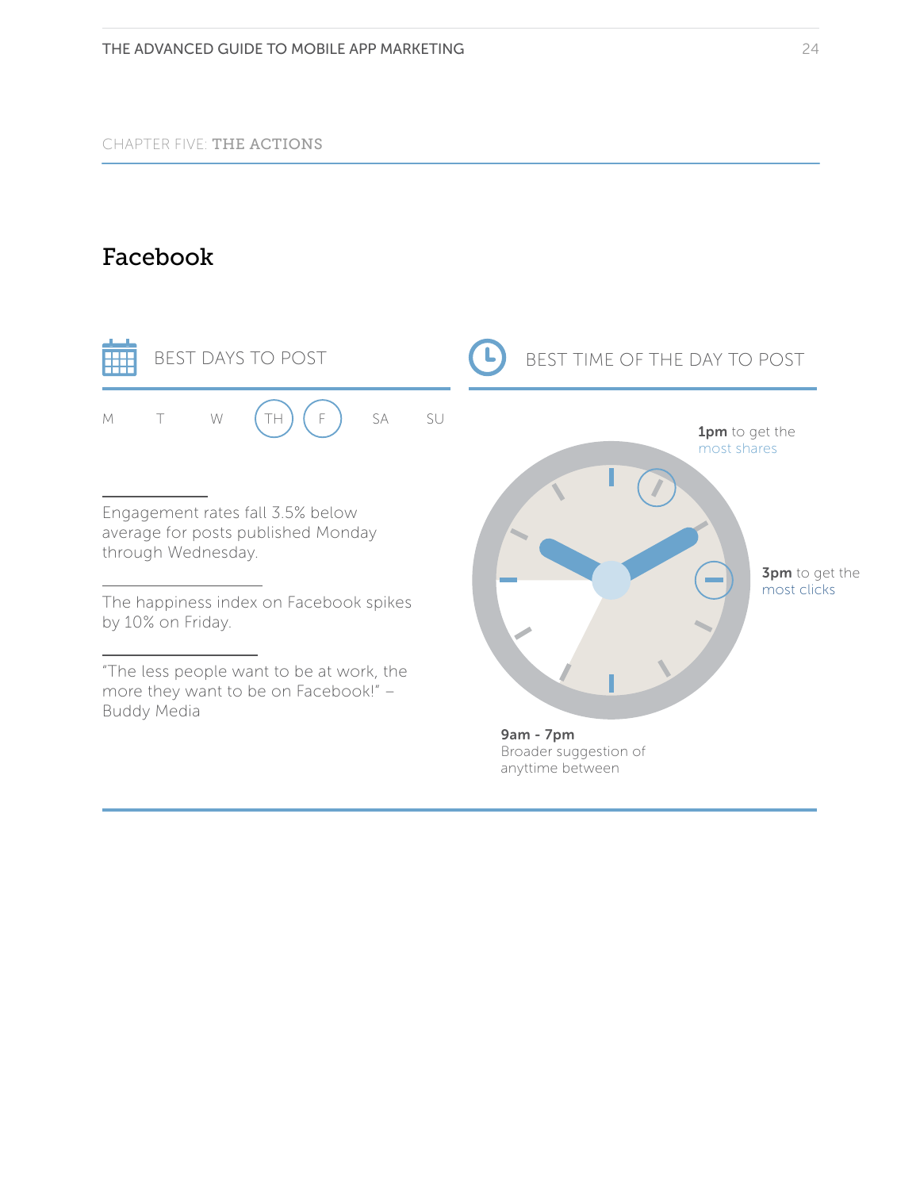CHAPTER FIVE: **THE ACTIONS**

## Facebook

### BEST DAYS TO POST

M T W **TH** **F** SA SU

Engagement rates fall 3.5% below average for posts published Monday through Wednesday.

The happiness index on Facebook spikes by 10% on Friday.

"The less people want to be at work, the more they want to be on Facebook!" – Buddy Media

### BEST TIME OF THE DAY TO POST

**1pm** to get the most shares

**3pm** to get the most clicks

**9am - 7pm**
Broader suggestion of anyttime between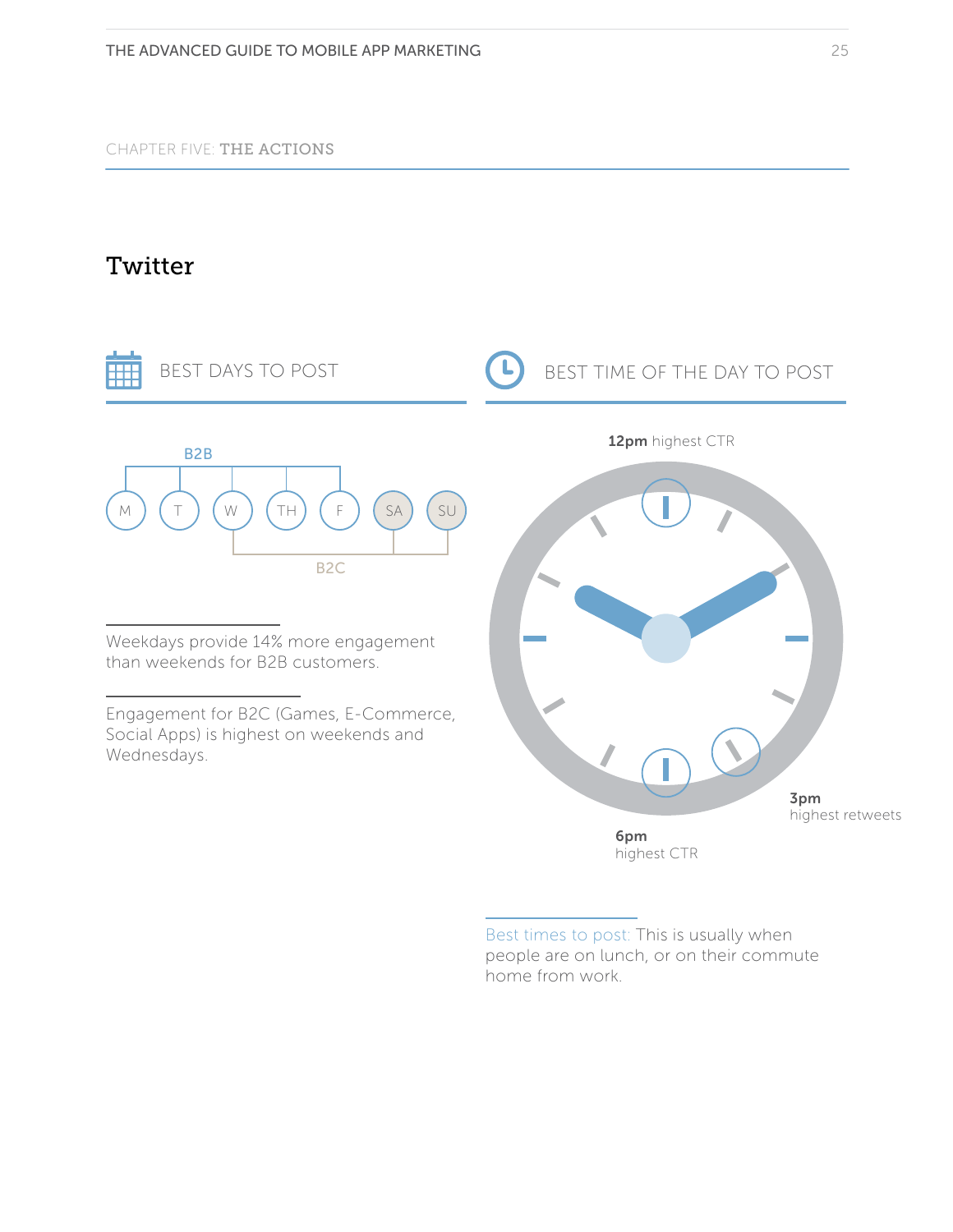## CHAPTER FIVE: THE ACTIONS

# Twitter

### BEST DAYS TO POST

B2B

M T W TH F SA SU

B2C

Weekdays provide 14% more engagement than weekends for B2B customers.

Engagement for B2C (Games, E-Commerce, Social Apps) is highest on weekends and Wednesdays.

### BEST TIME OF THE DAY TO POST

**12pm** highest CTR

**3pm** highest retweets

**6pm** highest CTR

Best times to post: This is usually when people are on lunch, or on their commute home from work.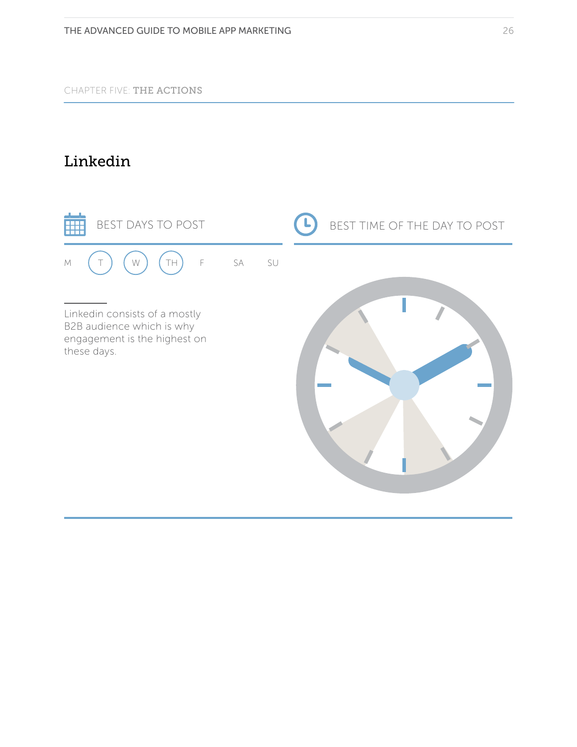CHAPTER FIVE: **THE ACTIONS**

# Linkedin

BEST DAYS TO POST

M (T) (W) (TH) F SA SU

Linkedin consists of a mostly B2B audience which is why engagement is the highest on these days.

BEST TIME OF THE DAY TO POST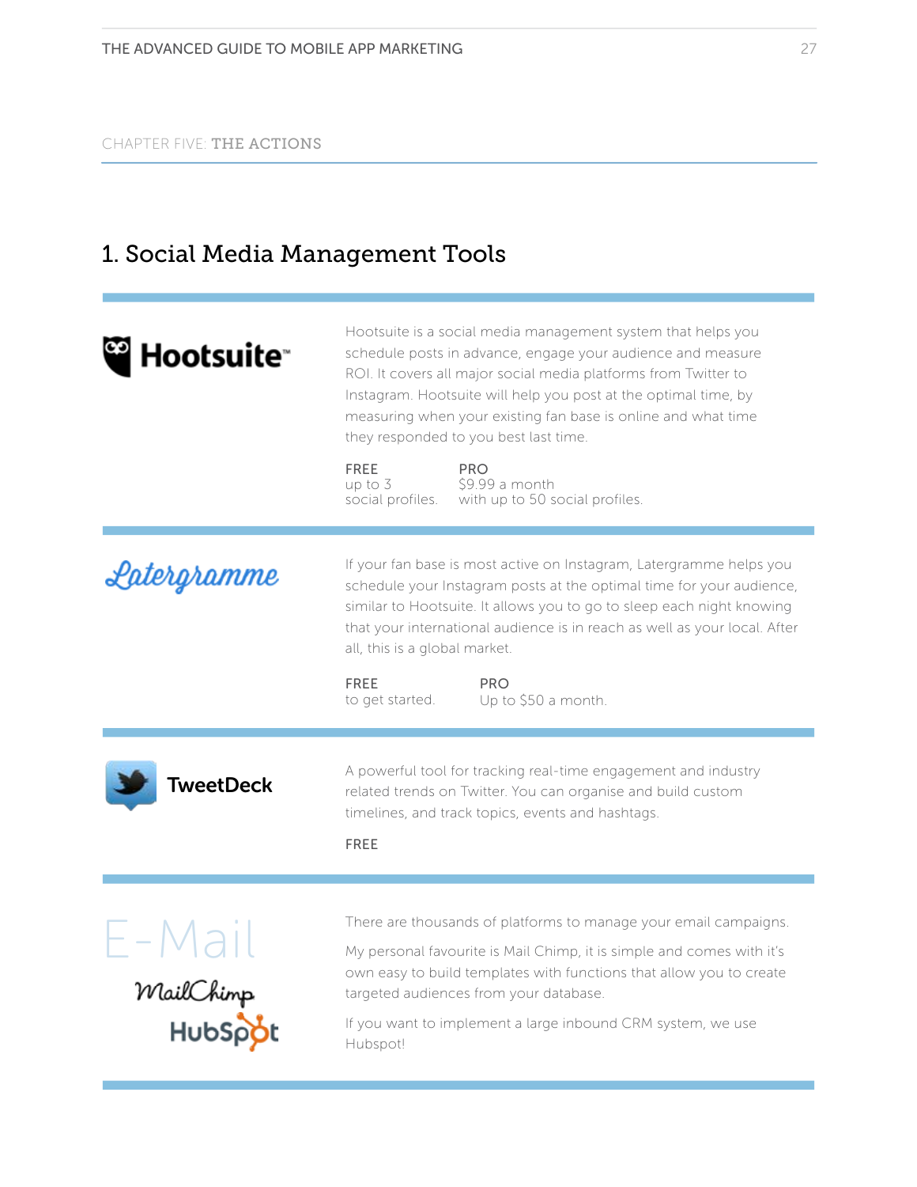CHAPTER FIVE: **THE ACTIONS**

## 1. Social Media Management Tools

**Hootsuite**

Hootsuite is a social media management system that helps you schedule posts in advance, engage your audience and measure ROI. It covers all major social media platforms from Twitter to Instagram. Hootsuite will help you post at the optimal time, by measuring when your existing fan base is online and what time they responded to you best last time.

| FREE | PRO |
|---|---|
| up to 3 social profiles. | $9.99 a month with up to 50 social profiles. |

**Latergramme**

If your fan base is most active on Instagram, Latergramme helps you schedule your Instagram posts at the optimal time for your audience, similar to Hootsuite. It allows you to go to sleep each night knowing that your international audience is in reach as well as your local. After all, this is a global market.

| FREE | PRO |
|---|---|
| to get started. | Up to $50 a month. |

**TweetDeck**

A powerful tool for tracking real-time engagement and industry related trends on Twitter. You can organise and build custom timelines, and track topics, events and hashtags.

FREE

**E-Mail**

**MailChimp**

**HubSpot**

There are thousands of platforms to manage your email campaigns.

My personal favourite is Mail Chimp, it is simple and comes with it's own easy to build templates with functions that allow you to create targeted audiences from your database.

If you want to implement a large inbound CRM system, we use Hubspot!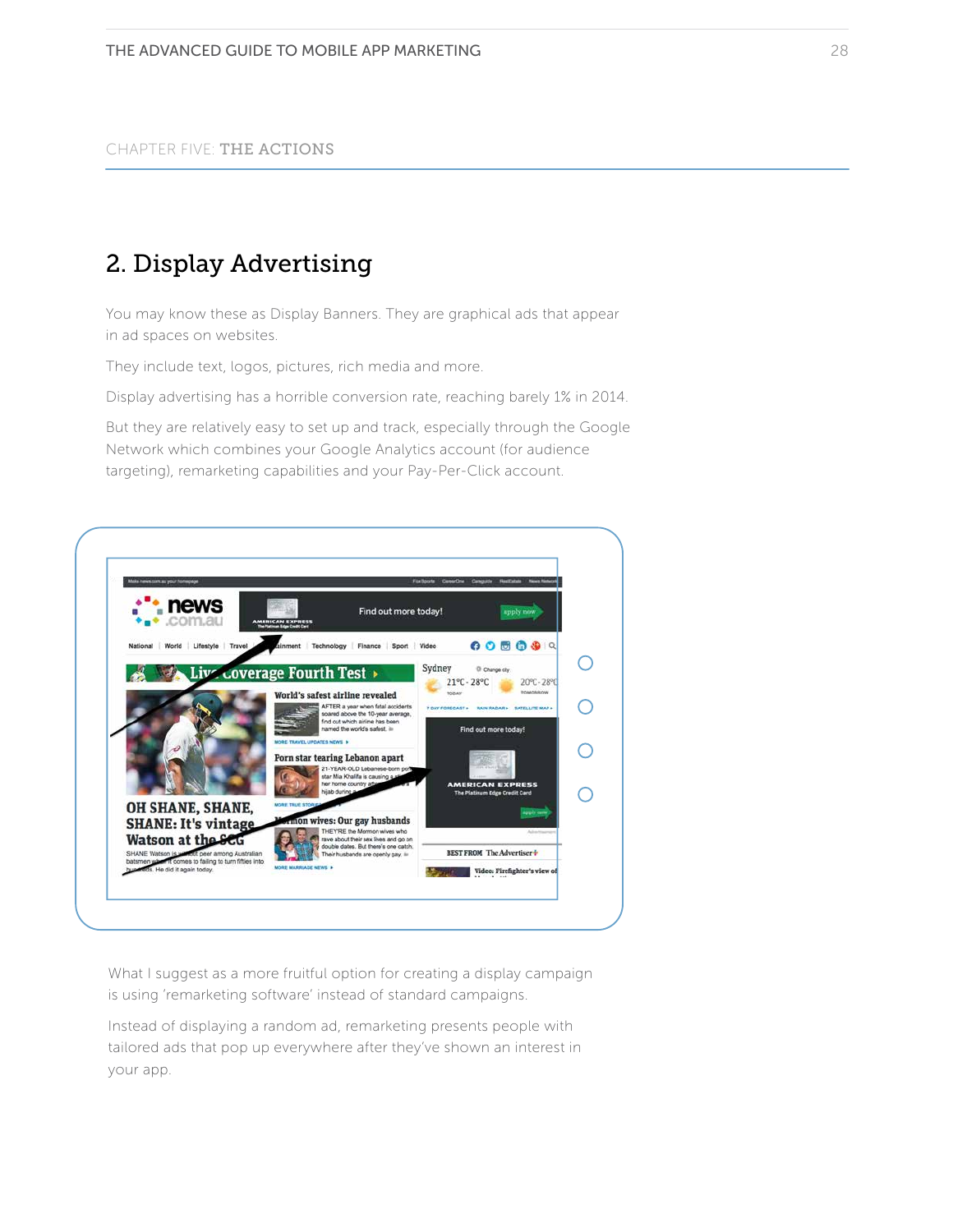CHAPTER FIVE: **THE ACTIONS**

## 2. Display Advertising

You may know these as Display Banners. They are graphical ads that appear in ad spaces on websites.

They include text, logos, pictures, rich media and more.

Display advertising has a horrible conversion rate, reaching barely 1% in 2014.

But they are relatively easy to set up and track, especially through the Google Network which combines your Google Analytics account (for audience targeting), remarketing capabilities and your Pay-Per-Click account.

What I suggest as a more fruitful option for creating a display campaign is using 'remarketing software' instead of standard campaigns.

Instead of displaying a random ad, remarketing presents people with tailored ads that pop up everywhere after they've shown an interest in your app.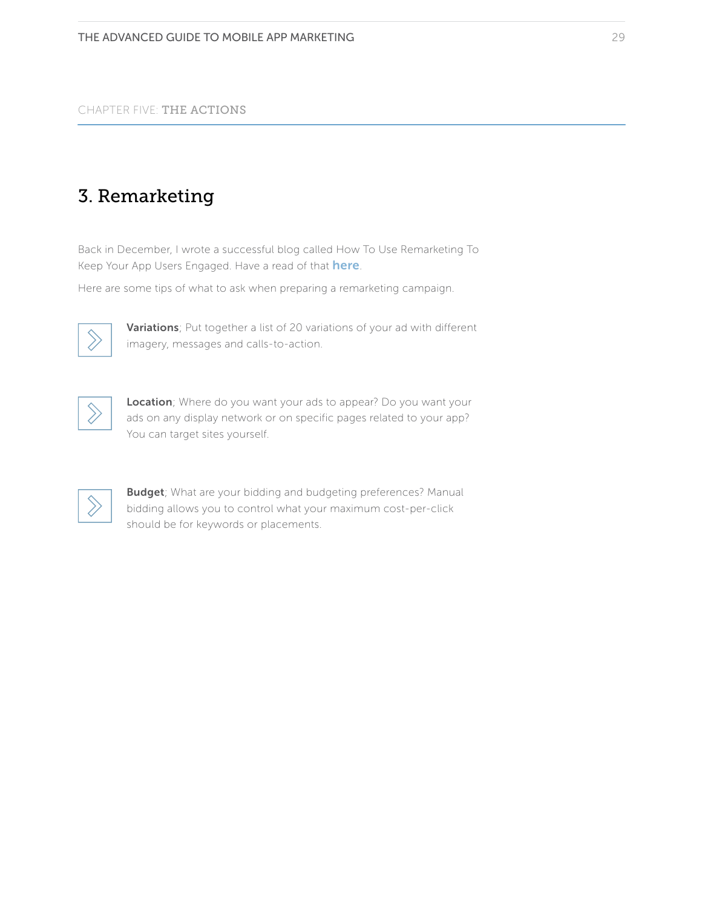CHAPTER FIVE: **THE ACTIONS**

## 3. Remarketing

Back in December, I wrote a successful blog called How To Use Remarketing To Keep Your App Users Engaged. Have a read of that **here**.

Here are some tips of what to ask when preparing a remarketing campaign.

- **Variations**; Put together a list of 20 variations of your ad with different imagery, messages and calls-to-action.

- **Location**; Where do you want your ads to appear? Do you want your ads on any display network or on specific pages related to your app? You can target sites yourself.

- **Budget**; What are your bidding and budgeting preferences? Manual bidding allows you to control what your maximum cost-per-click should be for keywords or placements.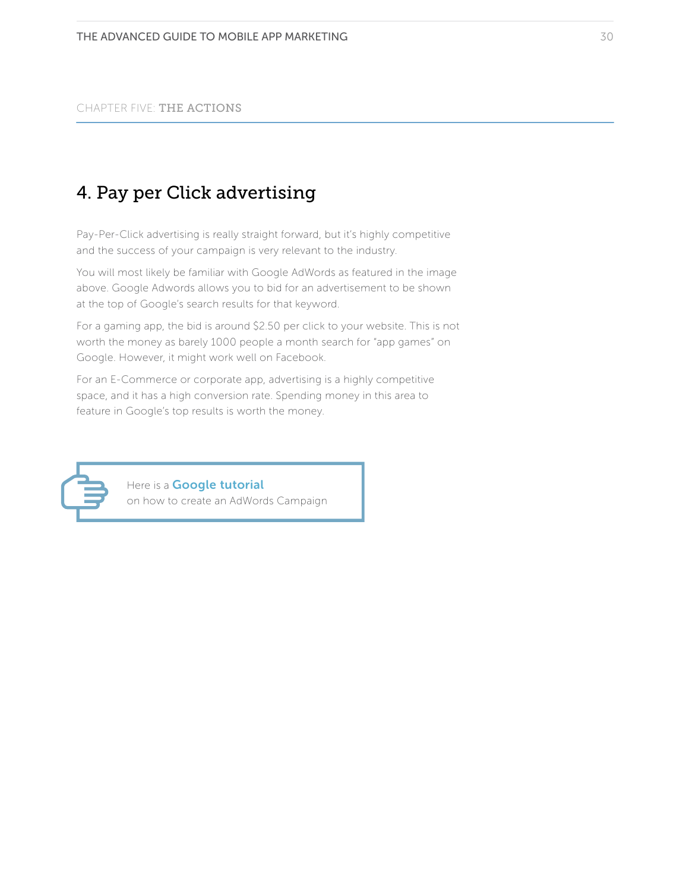CHAPTER FIVE: **THE ACTIONS**

## 4. Pay per Click advertising

Pay-Per-Click advertising is really straight forward, but it's highly competitive and the success of your campaign is very relevant to the industry.

You will most likely be familiar with Google AdWords as featured in the image above. Google Adwords allows you to bid for an advertisement to be shown at the top of Google's search results for that keyword.

For a gaming app, the bid is around $2.50 per click to your website. This is not worth the money as barely 1000 people a month search for "app games" on Google. However, it might work well on Facebook.

For an E-Commerce or corporate app, advertising is a highly competitive space, and it has a high conversion rate. Spending money in this area to feature in Google's top results is worth the money.

> Here is a **Google tutorial** on how to create an AdWords Campaign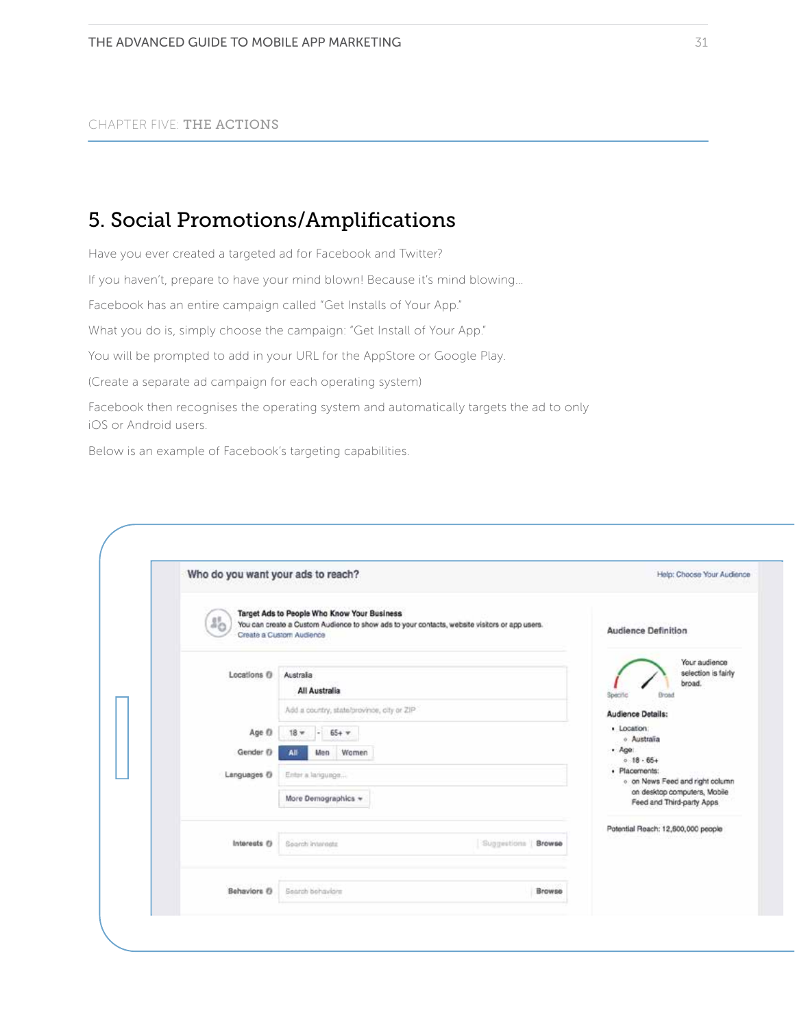## 5. Social Promotions/Amplifications

Have you ever created a targeted ad for Facebook and Twitter?

If you haven't, prepare to have your mind blown! Because it's mind blowing...

Facebook has an entire campaign called "Get Installs of Your App."

What you do is, simply choose the campaign: "Get Install of Your App."

You will be prompted to add in your URL for the AppStore or Google Play.

(Create a separate ad campaign for each operating system)

Facebook then recognises the operating system and automatically targets the ad to only iOS or Android users.

Below is an example of Facebook's targeting capabilities.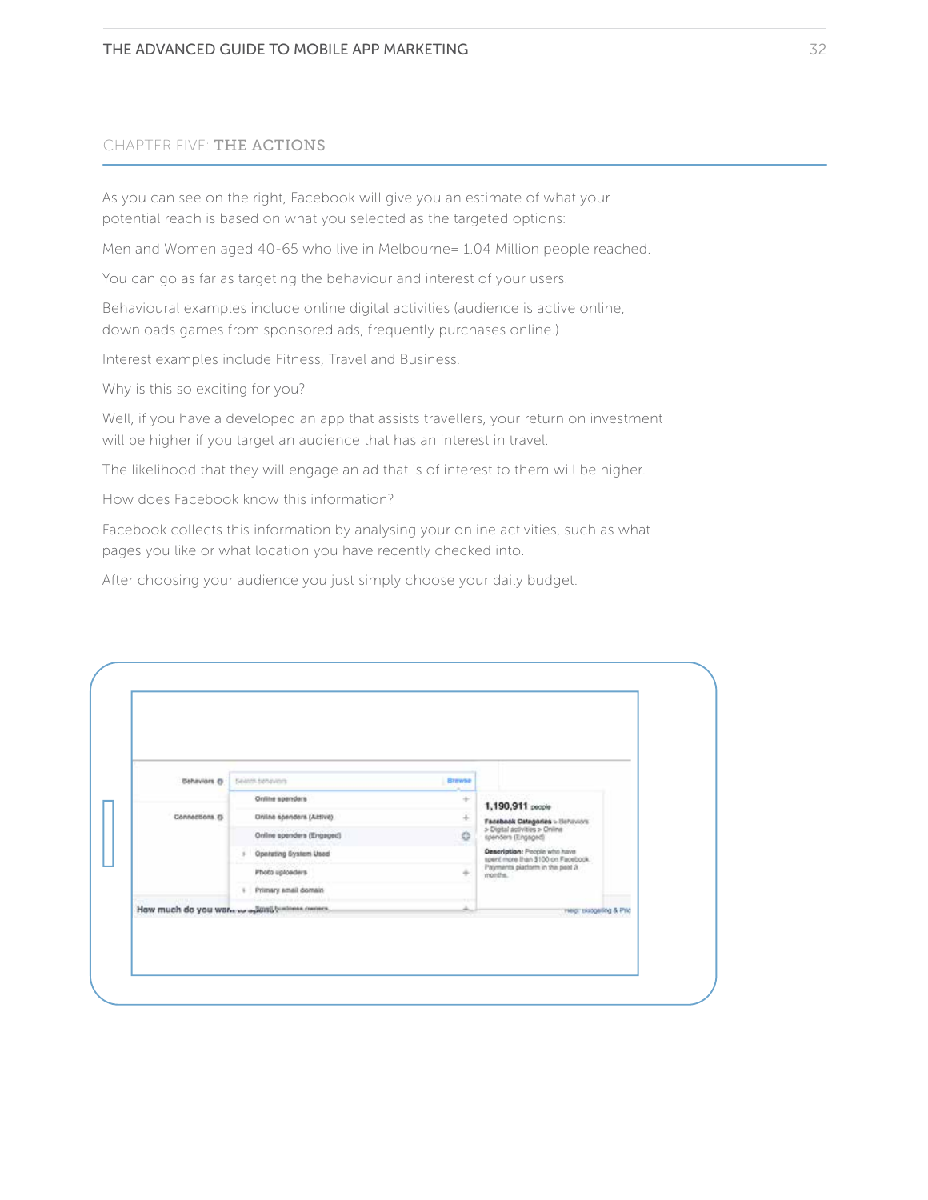## CHAPTER FIVE: THE ACTIONS

As you can see on the right, Facebook will give you an estimate of what your potential reach is based on what you selected as the targeted options:

Men and Women aged 40-65 who live in Melbourne= 1.04 Million people reached.

You can go as far as targeting the behaviour and interest of your users.

Behavioural examples include online digital activities (audience is active online, downloads games from sponsored ads, frequently purchases online.)

Interest examples include Fitness, Travel and Business.

Why is this so exciting for you?

Well, if you have a developed an app that assists travellers, your return on investment will be higher if you target an audience that has an interest in travel.

The likelihood that they will engage an ad that is of interest to them will be higher.

How does Facebook know this information?

Facebook collects this information by analysing your online activities, such as what pages you like or what location you have recently checked into.

After choosing your audience you just simply choose your daily budget.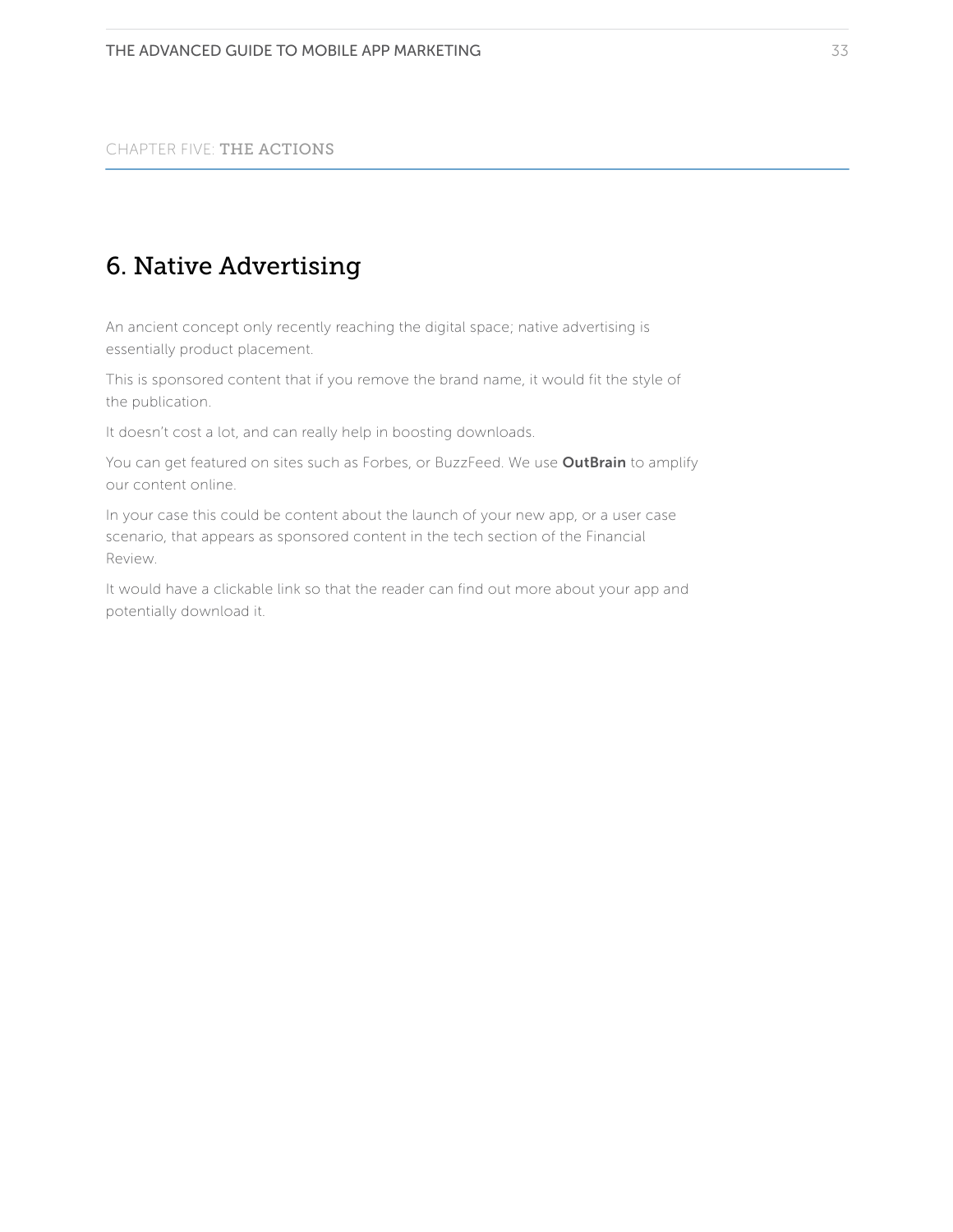CHAPTER FIVE: THE ACTIONS

## 6. Native Advertising

An ancient concept only recently reaching the digital space; native advertising is essentially product placement.

This is sponsored content that if you remove the brand name, it would fit the style of the publication.

It doesn't cost a lot, and can really help in boosting downloads.

You can get featured on sites such as Forbes, or BuzzFeed. We use **OutBrain** to amplify our content online.

In your case this could be content about the launch of your new app, or a user case scenario, that appears as sponsored content in the tech section of the Financial Review.

It would have a clickable link so that the reader can find out more about your app and potentially download it.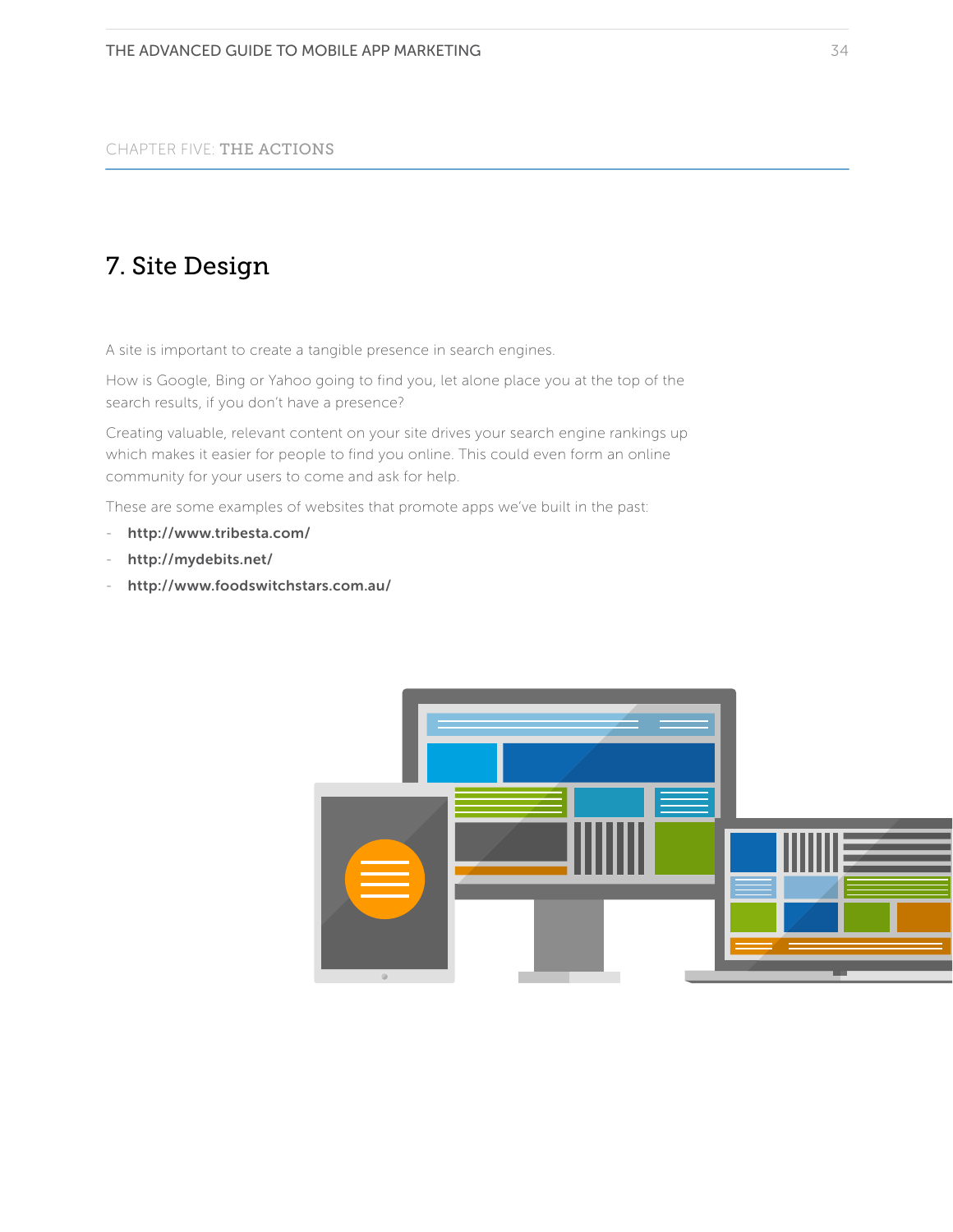CHAPTER FIVE: **THE ACTIONS**

# 7. Site Design

A site is important to create a tangible presence in search engines.

How is Google, Bing or Yahoo going to find you, let alone place you at the top of the search results, if you don't have a presence?

Creating valuable, relevant content on your site drives your search engine rankings up which makes it easier for people to find you online. This could even form an online community for your users to come and ask for help.

These are some examples of websites that promote apps we've built in the past:

- **http://www.tribesta.com/**
- **http://mydebits.net/**
- **http://www.foodswitchstars.com.au/**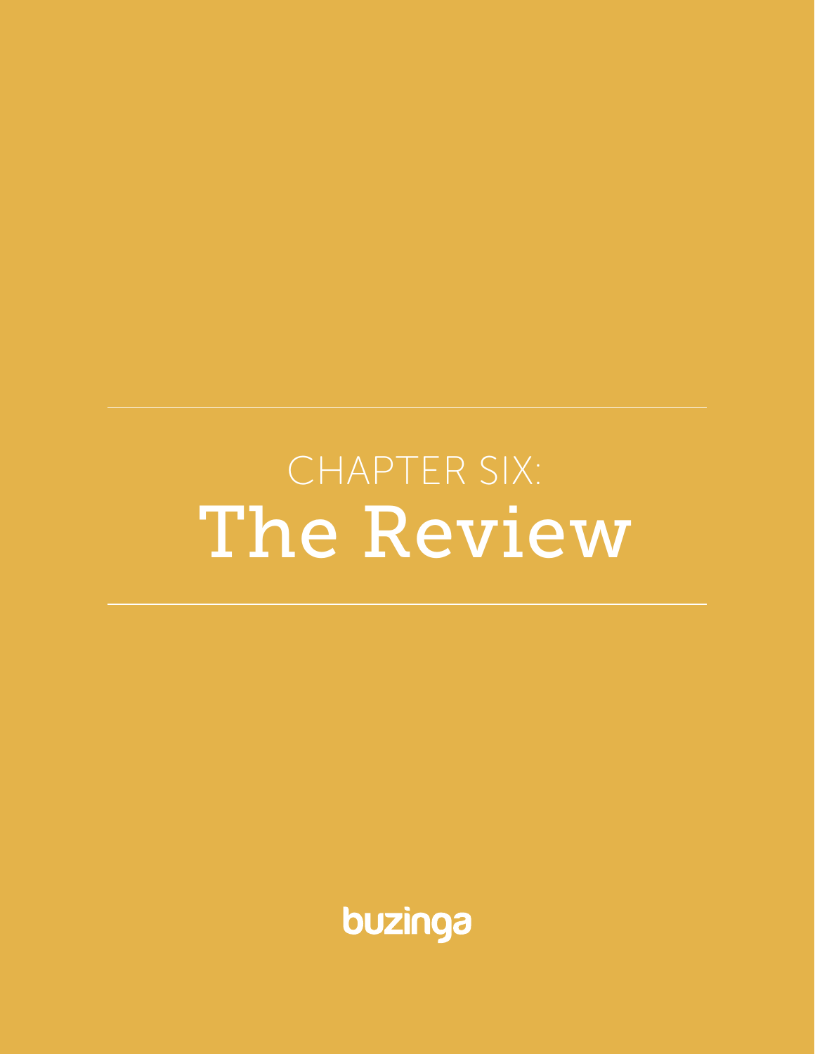# CHAPTER SIX:
# The Review

buzinga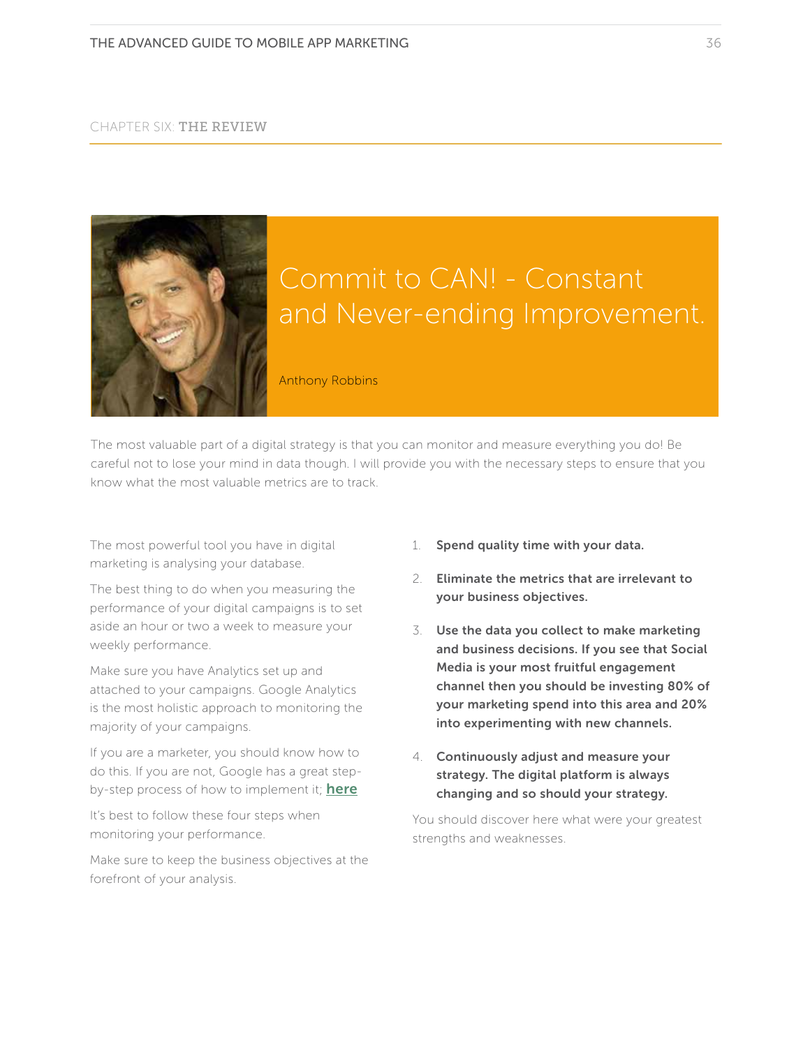CHAPTER SIX: **THE REVIEW**

# Commit to CAN! - Constant and Never-ending Improvement.

Anthony Robbins

The most valuable part of a digital strategy is that you can monitor and measure everything you do! Be careful not to lose your mind in data though. I will provide you with the necessary steps to ensure that you know what the most valuable metrics are to track.

The most powerful tool you have in digital marketing is analysing your database.

The best thing to do when you measuring the performance of your digital campaigns is to set aside an hour or two a week to measure your weekly performance.

Make sure you have Analytics set up and attached to your campaigns. Google Analytics is the most holistic approach to monitoring the majority of your campaigns.

If you are a marketer, you should know how to do this. If you are not, Google has a great step-by-step process of how to implement it; **here**

It's best to follow these four steps when monitoring your performance.

Make sure to keep the business objectives at the forefront of your analysis.

1. **Spend quality time with your data.**
2. **Eliminate the metrics that are irrelevant to your business objectives.**
3. **Use the data you collect to make marketing and business decisions. If you see that Social Media is your most fruitful engagement channel then you should be investing 80% of your marketing spend into this area and 20% into experimenting with new channels.**
4. **Continuously adjust and measure your strategy. The digital platform is always changing and so should your strategy.**

You should discover here what were your greatest strengths and weaknesses.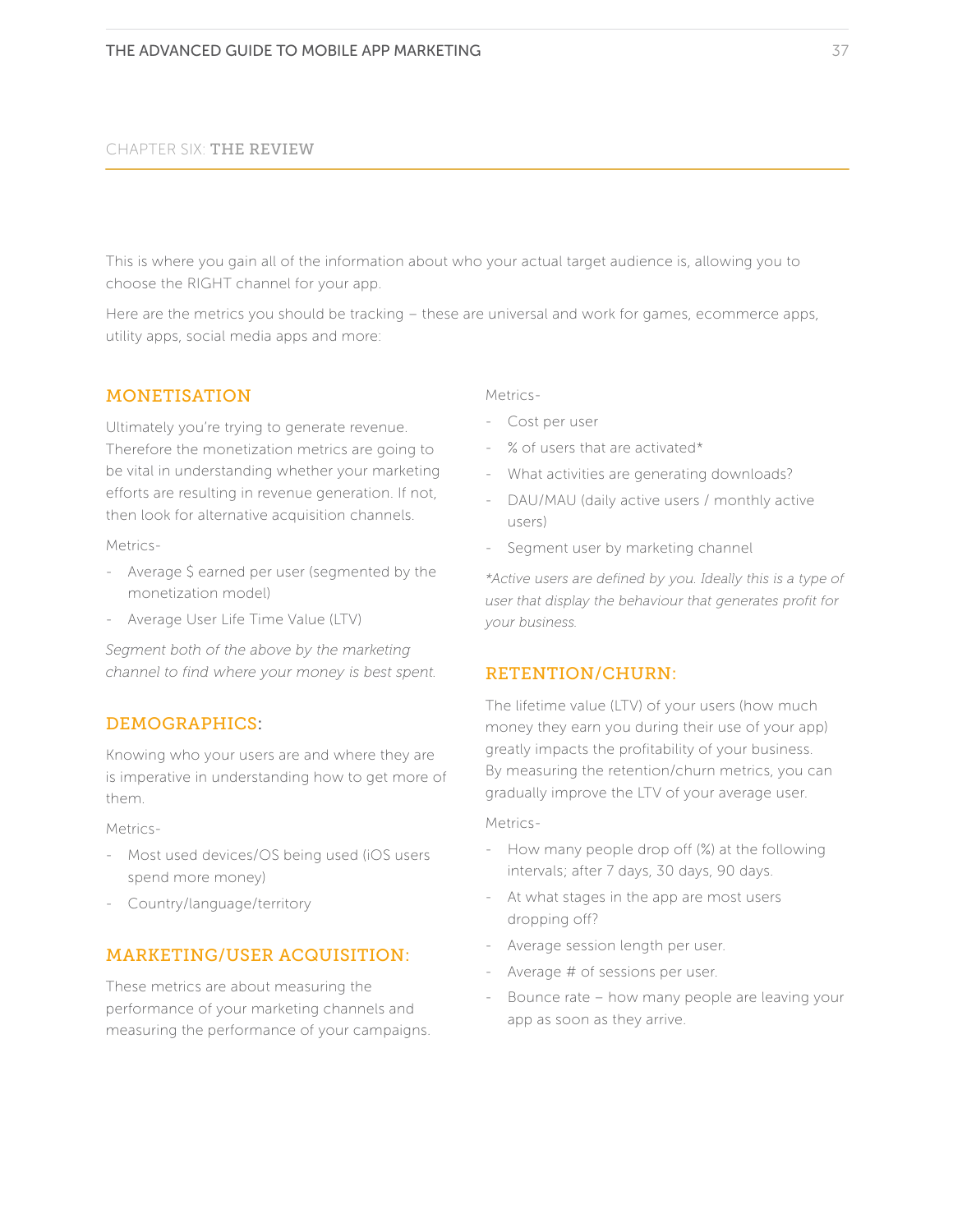CHAPTER SIX: **THE REVIEW**

This is where you gain all of the information about who your actual target audience is, allowing you to choose the RIGHT channel for your app.

Here are the metrics you should be tracking – these are universal and work for games, ecommerce apps, utility apps, social media apps and more:

## MONETISATION

Ultimately you're trying to generate revenue. Therefore the monetization metrics are going to be vital in understanding whether your marketing efforts are resulting in revenue generation. If not, then look for alternative acquisition channels.

Metrics-

- Average $ earned per user (segmented by the monetization model)
- Average User Life Time Value (LTV)

*Segment both of the above by the marketing channel to find where your money is best spent.*

## DEMOGRAPHICS:

Knowing who your users are and where they are is imperative in understanding how to get more of them.

Metrics-

- Most used devices/OS being used (iOS users spend more money)
- Country/language/territory

## MARKETING/USER ACQUISITION:

These metrics are about measuring the performance of your marketing channels and measuring the performance of your campaigns.

Metrics-

- Cost per user
- % of users that are activated*
- What activities are generating downloads?
- DAU/MAU (daily active users / monthly active users)
- Segment user by marketing channel

*\*Active users are defined by you. Ideally this is a type of user that display the behaviour that generates profit for your business.*

## RETENTION/CHURN:

The lifetime value (LTV) of your users (how much money they earn you during their use of your app) greatly impacts the profitability of your business. By measuring the retention/churn metrics, you can gradually improve the LTV of your average user.

Metrics-

- How many people drop off (%) at the following intervals; after 7 days, 30 days, 90 days.
- At what stages in the app are most users dropping off?
- Average session length per user.
- Average # of sessions per user.
- Bounce rate – how many people are leaving your app as soon as they arrive.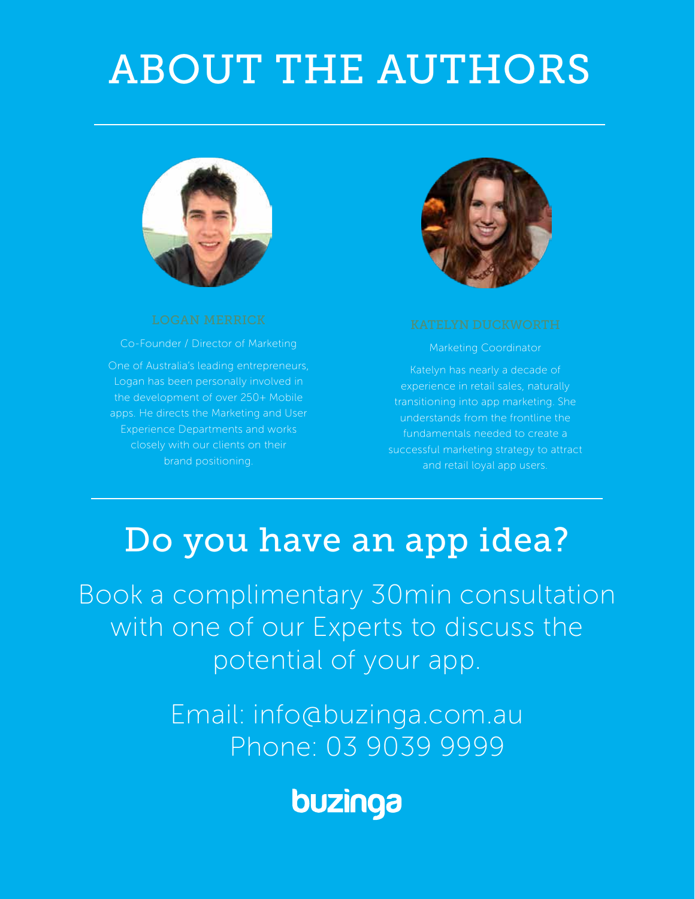# ABOUT THE AUTHORS

### LOGAN MERRICK

Co-Founder / Director of Marketing

One of Australia's leading entrepreneurs, Logan has been personally involved in the development of over 250+ Mobile apps. He directs the Marketing and User Experience Departments and works closely with our clients on their brand positioning.

### KATELYN DUCKWORTH

Marketing Coordinator

Katelyn has nearly a decade of experience in retail sales, naturally transitioning into app marketing. She understands from the frontline the fundamentals needed to create a successful marketing strategy to attract and retail loyal app users.

## Do you have an app idea?

Book a complimentary 30min consultation with one of our Experts to discuss the potential of your app.

Email: info@buzinga.com.au
Phone: 03 9039 9999

buzinga